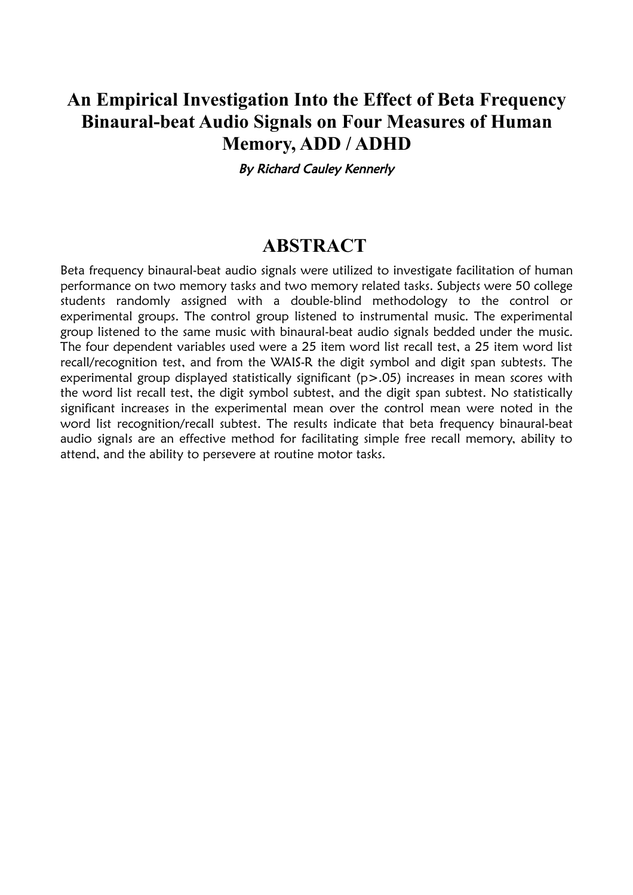# An Empirical Investigation Into the Effect of Beta Frequency Binaural-beat Audio Signals on Four Measures of Human Memory, ADD / ADHD

*By Richard Cauley Kennerly*

## ABSTRACT

Beta frequency binaural-beat audio signals were utilized to investigate facilitation of human performance on two memory tasks and two memory related tasks. Subjects were 50 college students randomly assigned with a double-blind methodology to the control or experimental groups. The control group listened to instrumental music. The experimental group listened to the same music with binaural-beat audio signals bedded under the music. The four dependent variables used were a 25 item word list recall test, a 25 item word list recall/recognition test, and from the WAIS-R the digit symbol and digit span subtests. The experimental group displayed statistically significant ($p > .05$) increases in mean scores with the word list recall test, the digit symbol subtest, and the digit span subtest. No statistically significant increases in the experimental mean over the control mean were noted in the word list recognition/recall subtest. The results indicate that beta frequency binaural-beat audio signals are an effective method for facilitating simple free recall memory, ability to attend, and the ability to persevere at routine motor tasks.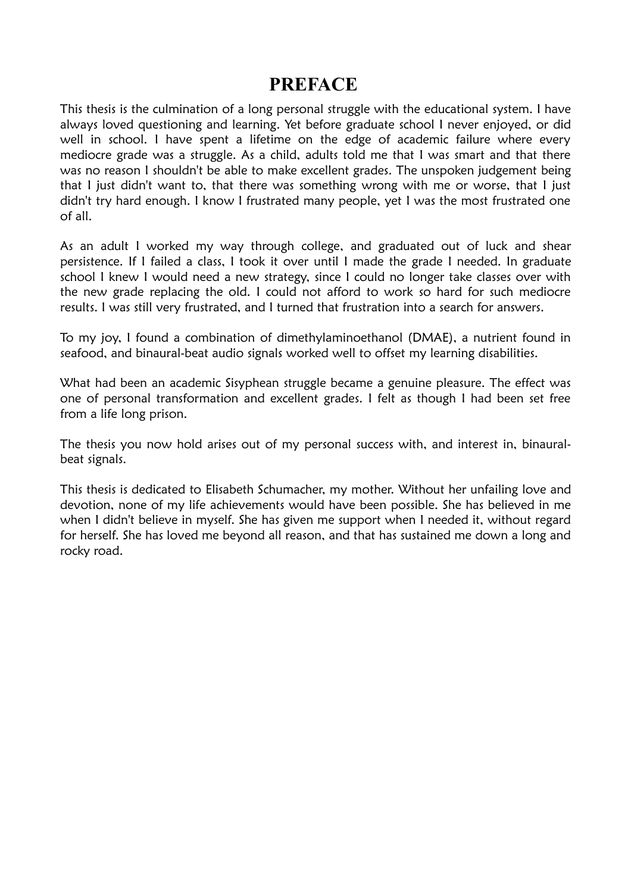# PREFACE

This thesis is the culmination of a long personal struggle with the educational system. I have always loved questioning and learning. Yet before graduate school I never enjoyed, or did well in school. I have spent a lifetime on the edge of academic failure where every mediocre grade was a struggle. As a child, adults told me that I was smart and that there was no reason I shouldn't be able to make excellent grades. The unspoken judgement being that I just didn't want to, that there was something wrong with me or worse, that I just didn't try hard enough. I know I frustrated many people, yet I was the most frustrated one of all.

As an adult I worked my way through college, and graduated out of luck and shear persistence. If I failed a class, I took it over until I made the grade I needed. In graduate school I knew I would need a new strategy, since I could no longer take classes over with the new grade replacing the old. I could not afford to work so hard for such mediocre results. I was still very frustrated, and I turned that frustration into a search for answers.

To my joy, I found a combination of dimethylaminoethanol (DMAE), a nutrient found in seafood, and binaural-beat audio signals worked well to offset my learning disabilities.

What had been an academic Sisyphean struggle became a genuine pleasure. The effect was one of personal transformation and excellent grades. I felt as though I had been set free from a life long prison.

The thesis you now hold arises out of my personal success with, and interest in, binaural-beat signals.

This thesis is dedicated to Elisabeth Schumacher, my mother. Without her unfailing love and devotion, none of my life achievements would have been possible. She has believed in me when I didn't believe in myself. She has given me support when I needed it, without regard for herself. She has loved me beyond all reason, and that has sustained me down a long and rocky road.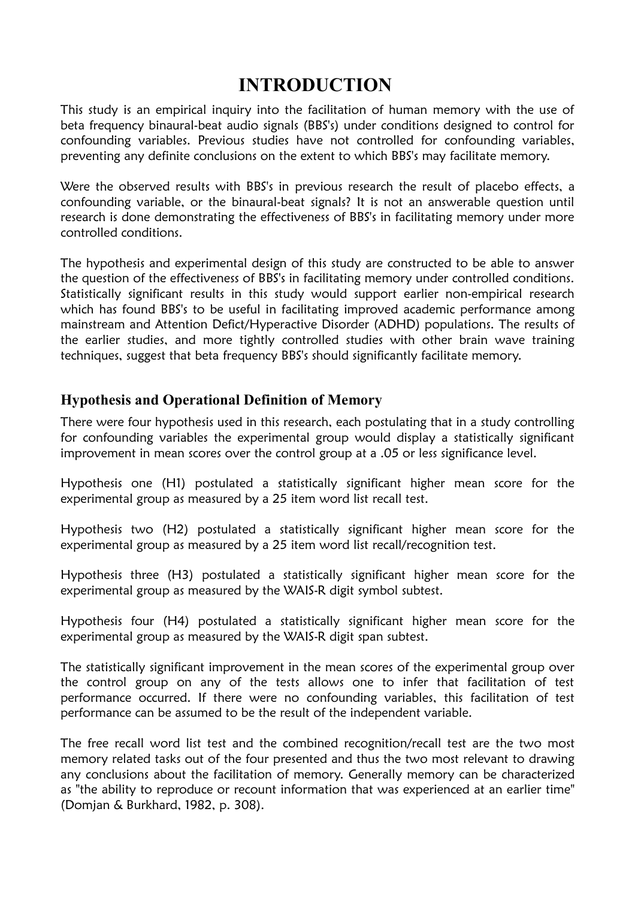# INTRODUCTION

This study is an empirical inquiry into the facilitation of human memory with the use of beta frequency binaural-beat audio signals (BBS's) under conditions designed to control for confounding variables. Previous studies have not controlled for confounding variables, preventing any definite conclusions on the extent to which BBS's may facilitate memory.

Were the observed results with BBS's in previous research the result of placebo effects, a confounding variable, or the binaural-beat signals? It is not an answerable question until research is done demonstrating the effectiveness of BBS's in facilitating memory under more controlled conditions.

The hypothesis and experimental design of this study are constructed to be able to answer the question of the effectiveness of BBS's in facilitating memory under controlled conditions. Statistically significant results in this study would support earlier non-empirical research which has found BBS's to be useful in facilitating improved academic performance among mainstream and Attention Deficit/Hyperactive Disorder (ADHD) populations. The results of the earlier studies, and more tightly controlled studies with other brain wave training techniques, suggest that beta frequency BBS's should significantly facilitate memory.

## Hypothesis and Operational Definition of Memory

There were four hypothesis used in this research, each postulating that in a study controlling for confounding variables the experimental group would display a statistically significant improvement in mean scores over the control group at a .05 or less significance level.

Hypothesis one (H1) postulated a statistically significant higher mean score for the experimental group as measured by a 25 item word list recall test.

Hypothesis two (H2) postulated a statistically significant higher mean score for the experimental group as measured by a 25 item word list recall/recognition test.

Hypothesis three (H3) postulated a statistically significant higher mean score for the experimental group as measured by the WAIS-R digit symbol subtest.

Hypothesis four (H4) postulated a statistically significant higher mean score for the experimental group as measured by the WAIS-R digit span subtest.

The statistically significant improvement in the mean scores of the experimental group over the control group on any of the tests allows one to infer that facilitation of test performance occurred. If there were no confounding variables, this facilitation of test performance can be assumed to be the result of the independent variable.

The free recall word list test and the combined recognition/recall test are the two most memory related tasks out of the four presented and thus the two most relevant to drawing any conclusions about the facilitation of memory. Generally memory can be characterized as "the ability to reproduce or recount information that was experienced at an earlier time" (Domjan & Burkhard, 1982, p. 308).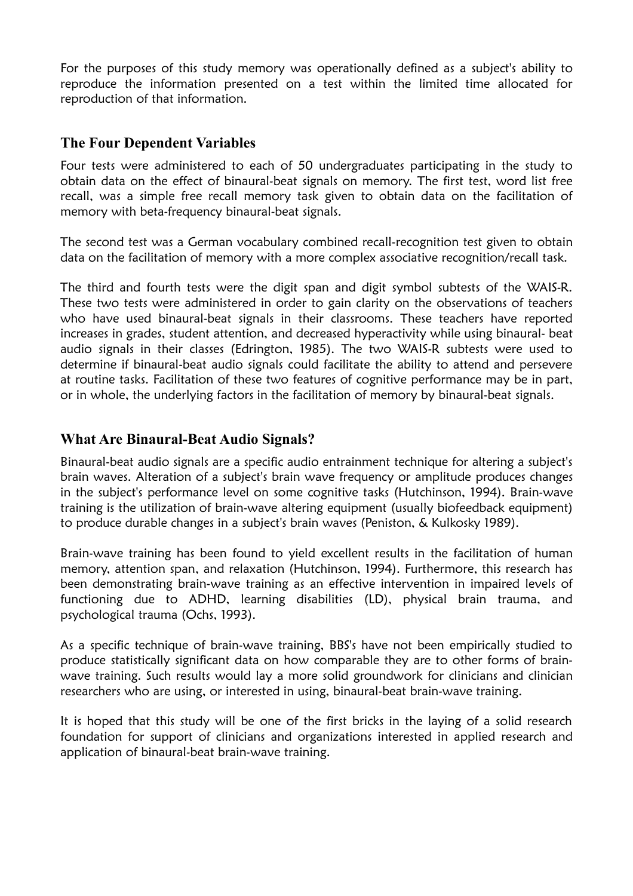For the purposes of this study memory was operationally defined as a subject's ability to reproduce the information presented on a test within the limited time allocated for reproduction of that information.

## The Four Dependent Variables

Four tests were administered to each of 50 undergraduates participating in the study to obtain data on the effect of binaural-beat signals on memory. The first test, word list free recall, was a simple free recall memory task given to obtain data on the facilitation of memory with beta-frequency binaural-beat signals.

The second test was a German vocabulary combined recall-recognition test given to obtain data on the facilitation of memory with a more complex associative recognition/recall task.

The third and fourth tests were the digit span and digit symbol subtests of the WAIS-R. These two tests were administered in order to gain clarity on the observations of teachers who have used binaural-beat signals in their classrooms. These teachers have reported increases in grades, student attention, and decreased hyperactivity while using binaural- beat audio signals in their classes (Edrington, 1985). The two WAIS-R subtests were used to determine if binaural-beat audio signals could facilitate the ability to attend and persevere at routine tasks. Facilitation of these two features of cognitive performance may be in part, or in whole, the underlying factors in the facilitation of memory by binaural-beat signals.

## What Are Binaural-Beat Audio Signals?

Binaural-beat audio signals are a specific audio entrainment technique for altering a subject's brain waves. Alteration of a subject's brain wave frequency or amplitude produces changes in the subject's performance level on some cognitive tasks (Hutchinson, 1994). Brain-wave training is the utilization of brain-wave altering equipment (usually biofeedback equipment) to produce durable changes in a subject's brain waves (Peniston, & Kulkosky 1989).

Brain-wave training has been found to yield excellent results in the facilitation of human memory, attention span, and relaxation (Hutchinson, 1994). Furthermore, this research has been demonstrating brain-wave training as an effective intervention in impaired levels of functioning due to ADHD, learning disabilities (LD), physical brain trauma, and psychological trauma (Ochs, 1993).

As a specific technique of brain-wave training, BBS's have not been empirically studied to produce statistically significant data on how comparable they are to other forms of brain-wave training. Such results would lay a more solid groundwork for clinicians and clinician researchers who are using, or interested in using, binaural-beat brain-wave training.

It is hoped that this study will be one of the first bricks in the laying of a solid research foundation for support of clinicians and organizations interested in applied research and application of binaural-beat brain-wave training.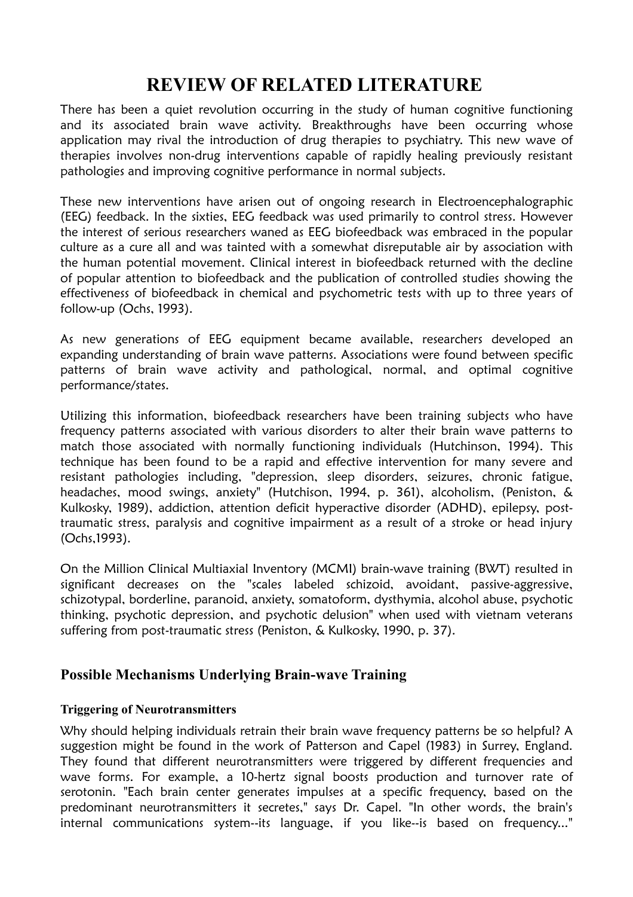# REVIEW OF RELATED LITERATURE

There has been a quiet revolution occurring in the study of human cognitive functioning and its associated brain wave activity. Breakthroughs have been occurring whose application may rival the introduction of drug therapies to psychiatry. This new wave of therapies involves non-drug interventions capable of rapidly healing previously resistant pathologies and improving cognitive performance in normal subjects.

These new interventions have arisen out of ongoing research in Electroencephalographic (EEG) feedback. In the sixties, EEG feedback was used primarily to control stress. However the interest of serious researchers waned as EEG biofeedback was embraced in the popular culture as a cure all and was tainted with a somewhat disreputable air by association with the human potential movement. Clinical interest in biofeedback returned with the decline of popular attention to biofeedback and the publication of controlled studies showing the effectiveness of biofeedback in chemical and psychometric tests with up to three years of follow-up (Ochs, 1993).

As new generations of EEG equipment became available, researchers developed an expanding understanding of brain wave patterns. Associations were found between specific patterns of brain wave activity and pathological, normal, and optimal cognitive performance/states.

Utilizing this information, biofeedback researchers have been training subjects who have frequency patterns associated with various disorders to alter their brain wave patterns to match those associated with normally functioning individuals (Hutchinson, 1994). This technique has been found to be a rapid and effective intervention for many severe and resistant pathologies including, "depression, sleep disorders, seizures, chronic fatigue, headaches, mood swings, anxiety" (Hutchison, 1994, p. 361), alcoholism, (Peniston, & Kulkosky, 1989), addiction, attention deficit hyperactive disorder (ADHD), epilepsy, post-traumatic stress, paralysis and cognitive impairment as a result of a stroke or head injury (Ochs,1993).

On the Million Clinical Multiaxial Inventory (MCMI) brain-wave training (BWT) resulted in significant decreases on the "scales labeled schizoid, avoidant, passive-aggressive, schizotypal, borderline, paranoid, anxiety, somatoform, dysthymia, alcohol abuse, psychotic thinking, psychotic depression, and psychotic delusion" when used with vietnam veterans suffering from post-traumatic stress (Peniston, & Kulkosky, 1990, p. 37).

## Possible Mechanisms Underlying Brain-wave Training

### Triggering of Neurotransmitters

Why should helping individuals retrain their brain wave frequency patterns be so helpful? A suggestion might be found in the work of Patterson and Capel (1983) in Surrey, England. They found that different neurotransmitters were triggered by different frequencies and wave forms. For example, a 10-hertz signal boosts production and turnover rate of serotonin. "Each brain center generates impulses at a specific frequency, based on the predominant neurotransmitters it secretes," says Dr. Capel. "In other words, the brain's internal communications system--its language, if you like--is based on frequency..."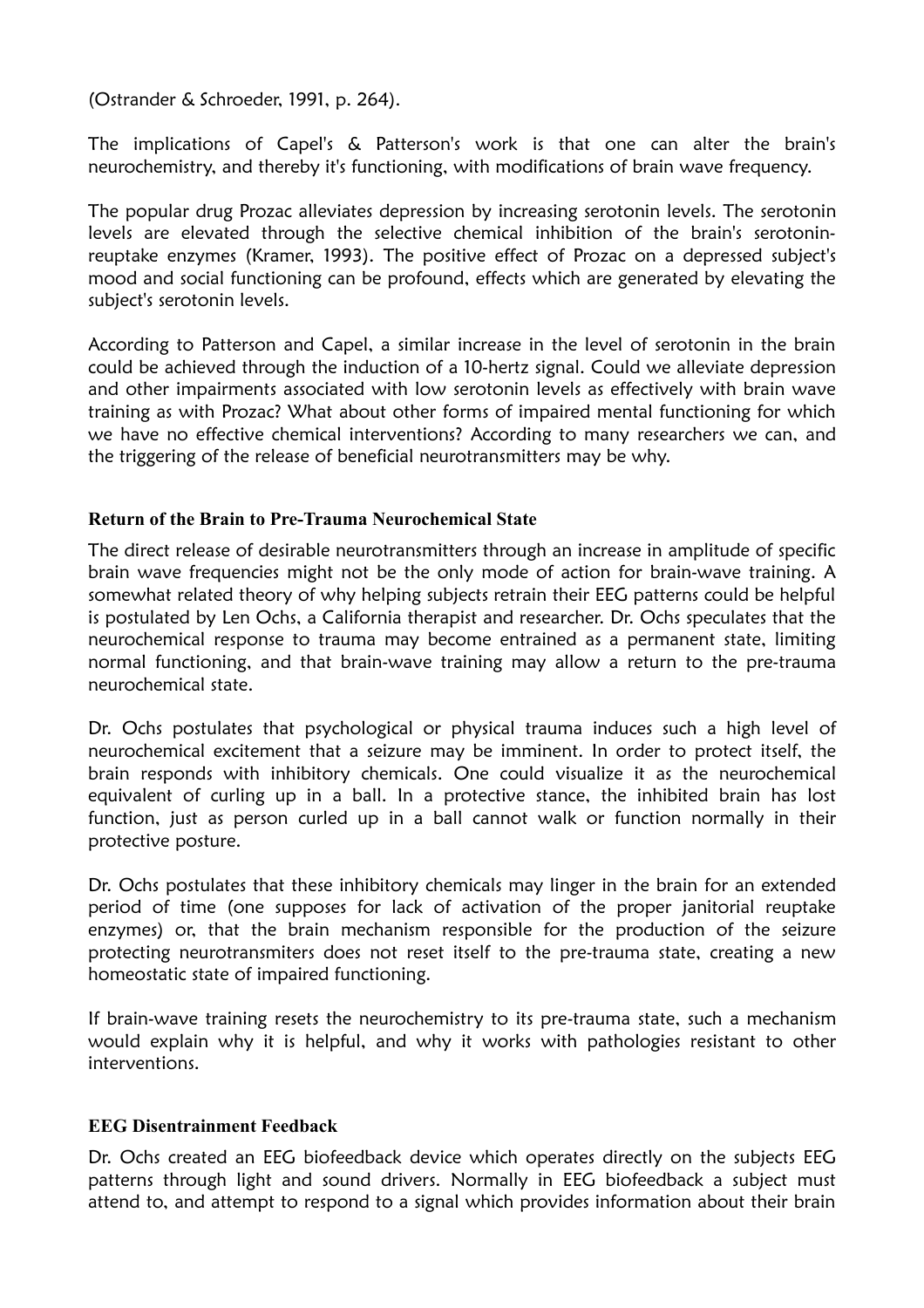(Ostrander & Schroeder, 1991, p. 264).

The implications of Capel's & Patterson's work is that one can alter the brain's neurochemistry, and thereby it's functioning, with modifications of brain wave frequency.

The popular drug Prozac alleviates depression by increasing serotonin levels. The serotonin levels are elevated through the selective chemical inhibition of the brain's serotonin-reuptake enzymes (Kramer, 1993). The positive effect of Prozac on a depressed subject's mood and social functioning can be profound, effects which are generated by elevating the subject's serotonin levels.

According to Patterson and Capel, a similar increase in the level of serotonin in the brain could be achieved through the induction of a 10-hertz signal. Could we alleviate depression and other impairments associated with low serotonin levels as effectively with brain wave training as with Prozac? What about other forms of impaired mental functioning for which we have no effective chemical interventions? According to many researchers we can, and the triggering of the release of beneficial neurotransmitters may be why.

### Return of the Brain to Pre-Trauma Neurochemical State

The direct release of desirable neurotransmitters through an increase in amplitude of specific brain wave frequencies might not be the only mode of action for brain-wave training. A somewhat related theory of why helping subjects retrain their EEG patterns could be helpful is postulated by Len Ochs, a California therapist and researcher. Dr. Ochs speculates that the neurochemical response to trauma may become entrained as a permanent state, limiting normal functioning, and that brain-wave training may allow a return to the pre-trauma neurochemical state.

Dr. Ochs postulates that psychological or physical trauma induces such a high level of neurochemical excitement that a seizure may be imminent. In order to protect itself, the brain responds with inhibitory chemicals. One could visualize it as the neurochemical equivalent of curling up in a ball. In a protective stance, the inhibited brain has lost function, just as person curled up in a ball cannot walk or function normally in their protective posture.

Dr. Ochs postulates that these inhibitory chemicals may linger in the brain for an extended period of time (one supposes for lack of activation of the proper janitorial reuptake enzymes) or, that the brain mechanism responsible for the production of the seizure protecting neurotransmiters does not reset itself to the pre-trauma state, creating a new homeostatic state of impaired functioning.

If brain-wave training resets the neurochemistry to its pre-trauma state, such a mechanism would explain why it is helpful, and why it works with pathologies resistant to other interventions.

### EEG Disentrainment Feedback

Dr. Ochs created an EEG biofeedback device which operates directly on the subjects EEG patterns through light and sound drivers. Normally in EEG biofeedback a subject must attend to, and attempt to respond to a signal which provides information about their brain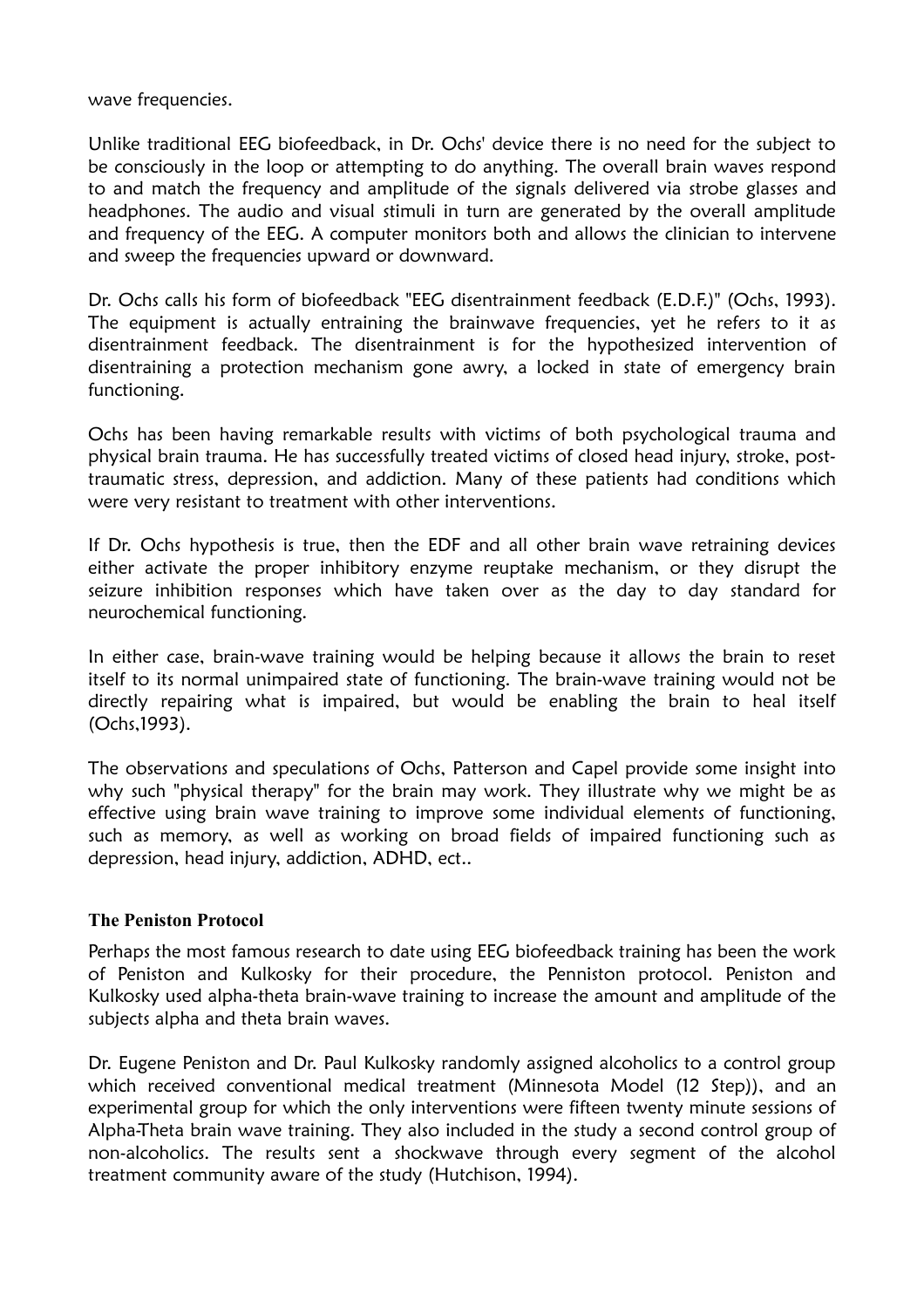wave frequencies.

Unlike traditional EEG biofeedback, in Dr. Ochs' device there is no need for the subject to be consciously in the loop or attempting to do anything. The overall brain waves respond to and match the frequency and amplitude of the signals delivered via strobe glasses and headphones. The audio and visual stimuli in turn are generated by the overall amplitude and frequency of the EEG. A computer monitors both and allows the clinician to intervene and sweep the frequencies upward or downward.

Dr. Ochs calls his form of biofeedback "EEG disentrainment feedback (E.D.F.)" (Ochs, 1993). The equipment is actually entraining the brainwave frequencies, yet he refers to it as disentrainment feedback. The disentrainment is for the hypothesized intervention of disentraining a protection mechanism gone awry, a locked in state of emergency brain functioning.

Ochs has been having remarkable results with victims of both psychological trauma and physical brain trauma. He has successfully treated victims of closed head injury, stroke, post-traumatic stress, depression, and addiction. Many of these patients had conditions which were very resistant to treatment with other interventions.

If Dr. Ochs hypothesis is true, then the EDF and all other brain wave retraining devices either activate the proper inhibitory enzyme reuptake mechanism, or they disrupt the seizure inhibition responses which have taken over as the day to day standard for neurochemical functioning.

In either case, brain-wave training would be helping because it allows the brain to reset itself to its normal unimpaired state of functioning. The brain-wave training would not be directly repairing what is impaired, but would be enabling the brain to heal itself (Ochs,1993).

The observations and speculations of Ochs, Patterson and Capel provide some insight into why such "physical therapy" for the brain may work. They illustrate why we might be as effective using brain wave training to improve some individual elements of functioning, such as memory, as well as working on broad fields of impaired functioning such as depression, head injury, addiction, ADHD, ect..

### The Peniston Protocol

Perhaps the most famous research to date using EEG biofeedback training has been the work of Peniston and Kulkosky for their procedure, the Penniston protocol. Peniston and Kulkosky used alpha-theta brain-wave training to increase the amount and amplitude of the subjects alpha and theta brain waves.

Dr. Eugene Peniston and Dr. Paul Kulkosky randomly assigned alcoholics to a control group which received conventional medical treatment (Minnesota Model (12 Step)), and an experimental group for which the only interventions were fifteen twenty minute sessions of Alpha-Theta brain wave training. They also included in the study a second control group of non-alcoholics. The results sent a shockwave through every segment of the alcohol treatment community aware of the study (Hutchison, 1994).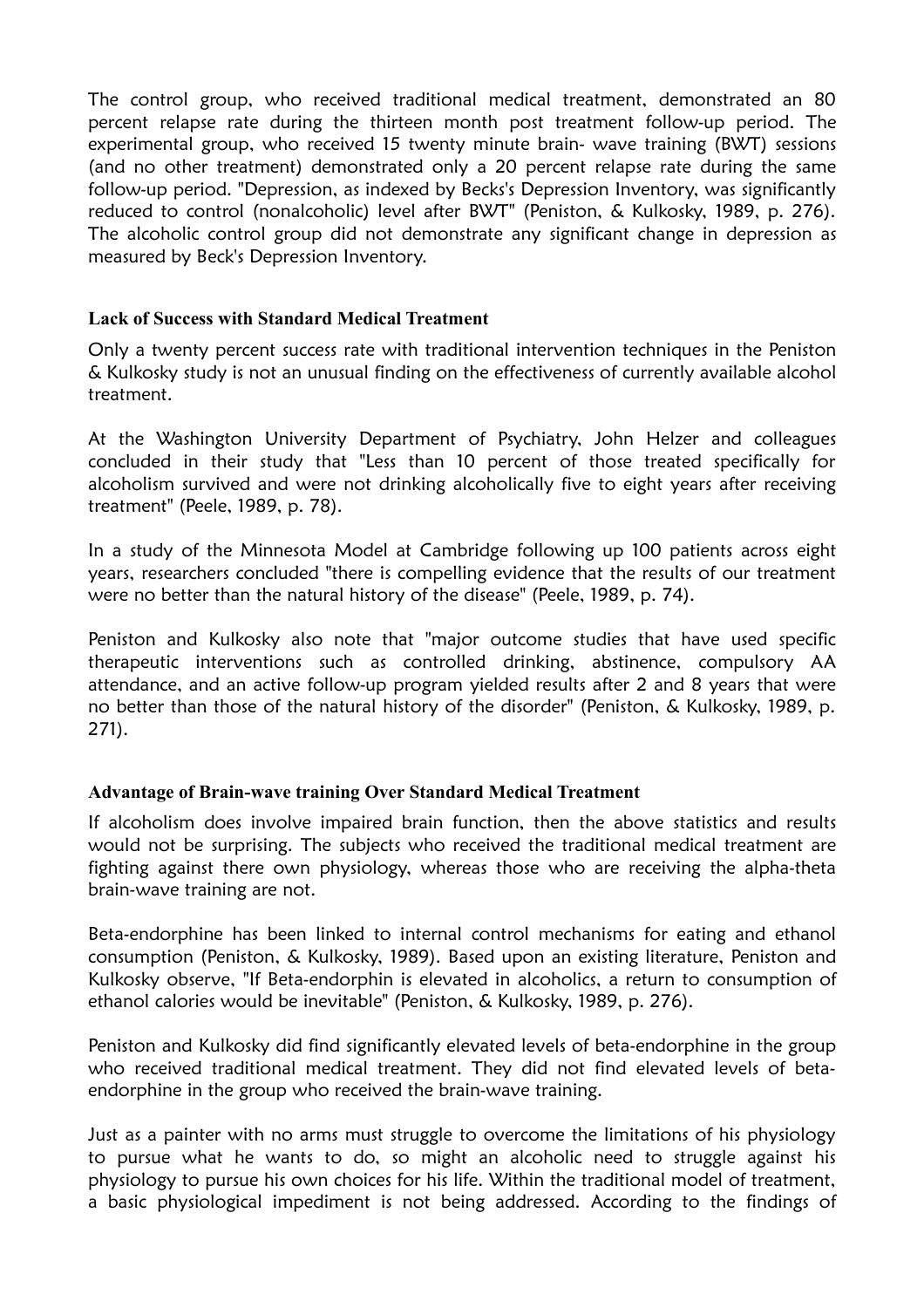The control group, who received traditional medical treatment, demonstrated an 80 percent relapse rate during the thirteen month post treatment follow-up period. The experimental group, who received 15 twenty minute brain- wave training (BWT) sessions (and no other treatment) demonstrated only a 20 percent relapse rate during the same follow-up period. "Depression, as indexed by Becks's Depression Inventory, was significantly reduced to control (nonalcoholic) level after BWT" (Peniston, & Kulkosky, 1989, p. 276). The alcoholic control group did not demonstrate any significant change in depression as measured by Beck's Depression Inventory.

### Lack of Success with Standard Medical Treatment

Only a twenty percent success rate with traditional intervention techniques in the Peniston & Kulkosky study is not an unusual finding on the effectiveness of currently available alcohol treatment.

At the Washington University Department of Psychiatry, John Helzer and colleagues concluded in their study that "Less than 10 percent of those treated specifically for alcoholism survived and were not drinking alcoholically five to eight years after receiving treatment" (Peele, 1989, p. 78).

In a study of the Minnesota Model at Cambridge following up 100 patients across eight years, researchers concluded "there is compelling evidence that the results of our treatment were no better than the natural history of the disease" (Peele, 1989, p. 74).

Peniston and Kulkosky also note that "major outcome studies that have used specific therapeutic interventions such as controlled drinking, abstinence, compulsory AA attendance, and an active follow-up program yielded results after 2 and 8 years that were no better than those of the natural history of the disorder" (Peniston, & Kulkosky, 1989, p. 271).

### Advantage of Brain-wave training Over Standard Medical Treatment

If alcoholism does involve impaired brain function, then the above statistics and results would not be surprising. The subjects who received the traditional medical treatment are fighting against there own physiology, whereas those who are receiving the alpha-theta brain-wave training are not.

Beta-endorphine has been linked to internal control mechanisms for eating and ethanol consumption (Peniston, & Kulkosky, 1989). Based upon an existing literature, Peniston and Kulkosky observe, "If Beta-endorphin is elevated in alcoholics, a return to consumption of ethanol calories would be inevitable" (Peniston, & Kulkosky, 1989, p. 276).

Peniston and Kulkosky did find significantly elevated levels of beta-endorphine in the group who received traditional medical treatment. They did not find elevated levels of beta-endorphine in the group who received the brain-wave training.

Just as a painter with no arms must struggle to overcome the limitations of his physiology to pursue what he wants to do, so might an alcoholic need to struggle against his physiology to pursue his own choices for his life. Within the traditional model of treatment, a basic physiological impediment is not being addressed. According to the findings of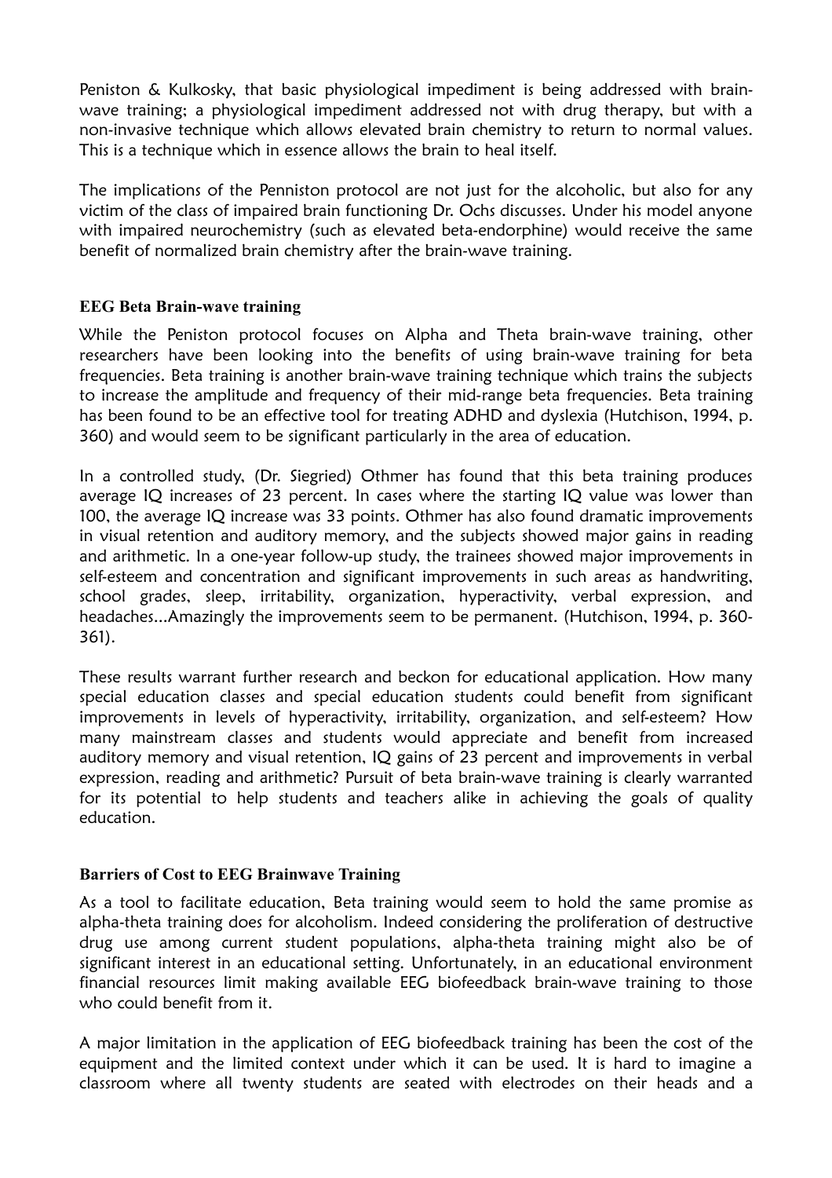Peniston & Kulkosky, that basic physiological impediment is being addressed with brain-wave training; a physiological impediment addressed not with drug therapy, but with a non-invasive technique which allows elevated brain chemistry to return to normal values. This is a technique which in essence allows the brain to heal itself.

The implications of the Penniston protocol are not just for the alcoholic, but also for any victim of the class of impaired brain functioning Dr. Ochs discusses. Under his model anyone with impaired neurochemistry (such as elevated beta-endorphine) would receive the same benefit of normalized brain chemistry after the brain-wave training.

### EEG Beta Brain-wave training

While the Peniston protocol focuses on Alpha and Theta brain-wave training, other researchers have been looking into the benefits of using brain-wave training for beta frequencies. Beta training is another brain-wave training technique which trains the subjects to increase the amplitude and frequency of their mid-range beta frequencies. Beta training has been found to be an effective tool for treating ADHD and dyslexia (Hutchison, 1994, p. 360) and would seem to be significant particularly in the area of education.

In a controlled study, (Dr. Siegried) Othmer has found that this beta training produces average IQ increases of 23 percent. In cases where the starting IQ value was lower than 100, the average IQ increase was 33 points. Othmer has also found dramatic improvements in visual retention and auditory memory, and the subjects showed major gains in reading and arithmetic. In a one-year follow-up study, the trainees showed major improvements in self-esteem and concentration and significant improvements in such areas as handwriting, school grades, sleep, irritability, organization, hyperactivity, verbal expression, and headaches...Amazingly the improvements seem to be permanent. (Hutchison, 1994, p. 360-361).

These results warrant further research and beckon for educational application. How many special education classes and special education students could benefit from significant improvements in levels of hyperactivity, irritability, organization, and self-esteem? How many mainstream classes and students would appreciate and benefit from increased auditory memory and visual retention, IQ gains of 23 percent and improvements in verbal expression, reading and arithmetic? Pursuit of beta brain-wave training is clearly warranted for its potential to help students and teachers alike in achieving the goals of quality education.

### Barriers of Cost to EEG Brainwave Training

As a tool to facilitate education, Beta training would seem to hold the same promise as alpha-theta training does for alcoholism. Indeed considering the proliferation of destructive drug use among current student populations, alpha-theta training might also be of significant interest in an educational setting. Unfortunately, in an educational environment financial resources limit making available EEG biofeedback brain-wave training to those who could benefit from it.

A major limitation in the application of EEG biofeedback training has been the cost of the equipment and the limited context under which it can be used. It is hard to imagine a classroom where all twenty students are seated with electrodes on their heads and a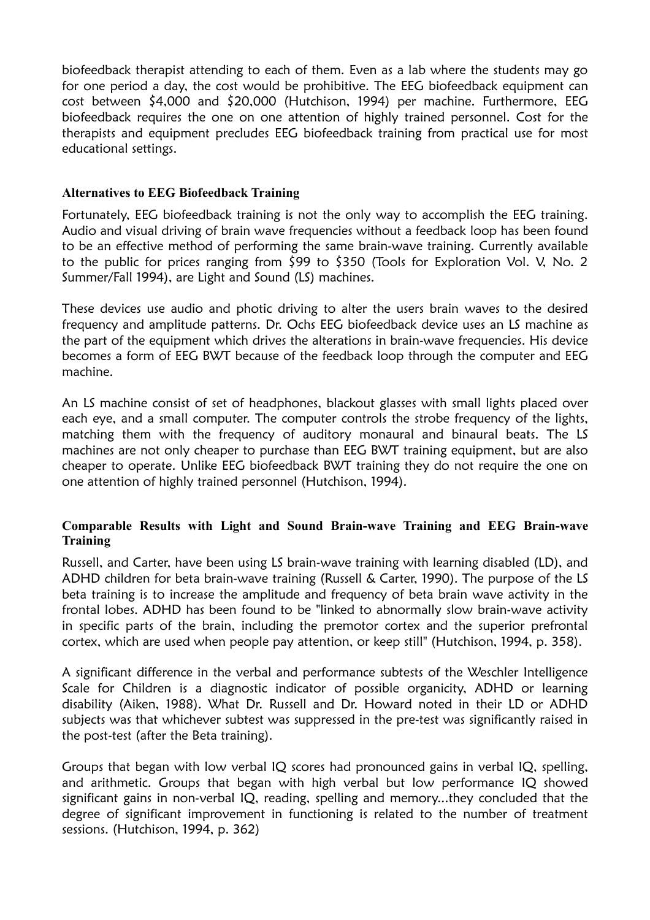biofeedback therapist attending to each of them. Even as a lab where the students may go for one period a day, the cost would be prohibitive. The EEG biofeedback equipment can cost between $4,000 and $20,000 (Hutchison, 1994) per machine. Furthermore, EEG biofeedback requires the one on one attention of highly trained personnel. Cost for the therapists and equipment precludes EEG biofeedback training from practical use for most educational settings.

### Alternatives to EEG Biofeedback Training

Fortunately, EEG biofeedback training is not the only way to accomplish the EEG training. Audio and visual driving of brain wave frequencies without a feedback loop has been found to be an effective method of performing the same brain-wave training. Currently available to the public for prices ranging from $99 to $350 (Tools for Exploration Vol. V, No. 2 Summer/Fall 1994), are Light and Sound (LS) machines.

These devices use audio and photic driving to alter the users brain waves to the desired frequency and amplitude patterns. Dr. Ochs EEG biofeedback device uses an LS machine as the part of the equipment which drives the alterations in brain-wave frequencies. His device becomes a form of EEG BWT because of the feedback loop through the computer and EEG machine.

An LS machine consist of set of headphones, blackout glasses with small lights placed over each eye, and a small computer. The computer controls the strobe frequency of the lights, matching them with the frequency of auditory monaural and binaural beats. The LS machines are not only cheaper to purchase than EEG BWT training equipment, but are also cheaper to operate. Unlike EEG biofeedback BWT training they do not require the one on one attention of highly trained personnel (Hutchison, 1994).

### Comparable Results with Light and Sound Brain-wave Training and EEG Brain-wave Training

Russell, and Carter, have been using LS brain-wave training with learning disabled (LD), and ADHD children for beta brain-wave training (Russell & Carter, 1990). The purpose of the LS beta training is to increase the amplitude and frequency of beta brain wave activity in the frontal lobes. ADHD has been found to be "linked to abnormally slow brain-wave activity in specific parts of the brain, including the premotor cortex and the superior prefrontal cortex, which are used when people pay attention, or keep still" (Hutchison, 1994, p. 358).

A significant difference in the verbal and performance subtests of the Weschler Intelligence Scale for Children is a diagnostic indicator of possible organicity, ADHD or learning disability (Aiken, 1988). What Dr. Russell and Dr. Howard noted in their LD or ADHD subjects was that whichever subtest was suppressed in the pre-test was significantly raised in the post-test (after the Beta training).

Groups that began with low verbal IQ scores had pronounced gains in verbal IQ, spelling, and arithmetic. Groups that began with high verbal but low performance IQ showed significant gains in non-verbal IQ, reading, spelling and memory...they concluded that the degree of significant improvement in functioning is related to the number of treatment sessions. (Hutchison, 1994, p. 362)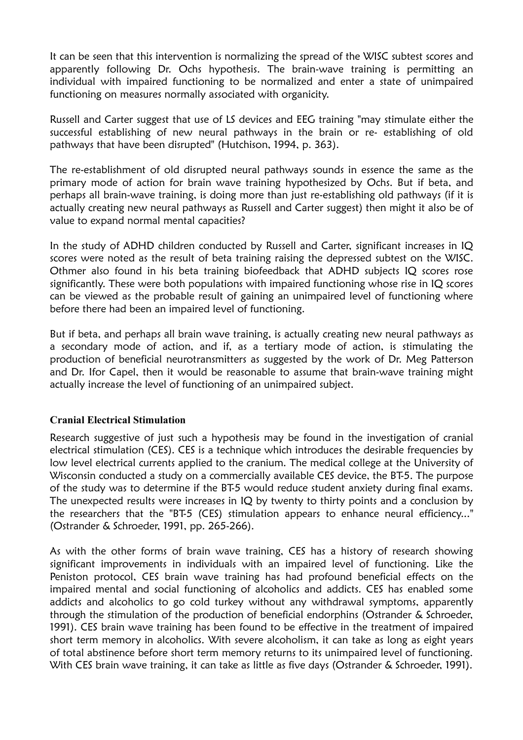It can be seen that this intervention is normalizing the spread of the WISC subtest scores and apparently following Dr. Ochs hypothesis. The brain-wave training is permitting an individual with impaired functioning to be normalized and enter a state of unimpaired functioning on measures normally associated with organicity.

Russell and Carter suggest that use of LS devices and EEG training "may stimulate either the successful establishing of new neural pathways in the brain or re- establishing of old pathways that have been disrupted" (Hutchison, 1994, p. 363).

The re-establishment of old disrupted neural pathways sounds in essence the same as the primary mode of action for brain wave training hypothesized by Ochs. But if beta, and perhaps all brain-wave training, is doing more than just re-establishing old pathways (if it is actually creating new neural pathways as Russell and Carter suggest) then might it also be of value to expand normal mental capacities?

In the study of ADHD children conducted by Russell and Carter, significant increases in IQ scores were noted as the result of beta training raising the depressed subtest on the WISC. Othmer also found in his beta training biofeedback that ADHD subjects IQ scores rose significantly. These were both populations with impaired functioning whose rise in IQ scores can be viewed as the probable result of gaining an unimpaired level of functioning where before there had been an impaired level of functioning.

But if beta, and perhaps all brain wave training, is actually creating new neural pathways as a secondary mode of action, and if, as a tertiary mode of action, is stimulating the production of beneficial neurotransmitters as suggested by the work of Dr. Meg Patterson and Dr. Ifor Capel, then it would be reasonable to assume that brain-wave training might actually increase the level of functioning of an unimpaired subject.

### Cranial Electrical Stimulation

Research suggestive of just such a hypothesis may be found in the investigation of cranial electrical stimulation (CES). CES is a technique which introduces the desirable frequencies by low level electrical currents applied to the cranium. The medical college at the University of Wisconsin conducted a study on a commercially available CES device, the BT-5. The purpose of the study was to determine if the BT-5 would reduce student anxiety during final exams. The unexpected results were increases in IQ by twenty to thirty points and a conclusion by the researchers that the "BT-5 (CES) stimulation appears to enhance neural efficiency..." (Ostrander & Schroeder, 1991, pp. 265-266).

As with the other forms of brain wave training, CES has a history of research showing significant improvements in individuals with an impaired level of functioning. Like the Peniston protocol, CES brain wave training has had profound beneficial effects on the impaired mental and social functioning of alcoholics and addicts. CES has enabled some addicts and alcoholics to go cold turkey without any withdrawal symptoms, apparently through the stimulation of the production of beneficial endorphins (Ostrander & Schroeder, 1991). CES brain wave training has been found to be effective in the treatment of impaired short term memory in alcoholics. With severe alcoholism, it can take as long as eight years of total abstinence before short term memory returns to its unimpaired level of functioning. With CES brain wave training, it can take as little as five days (Ostrander & Schroeder, 1991).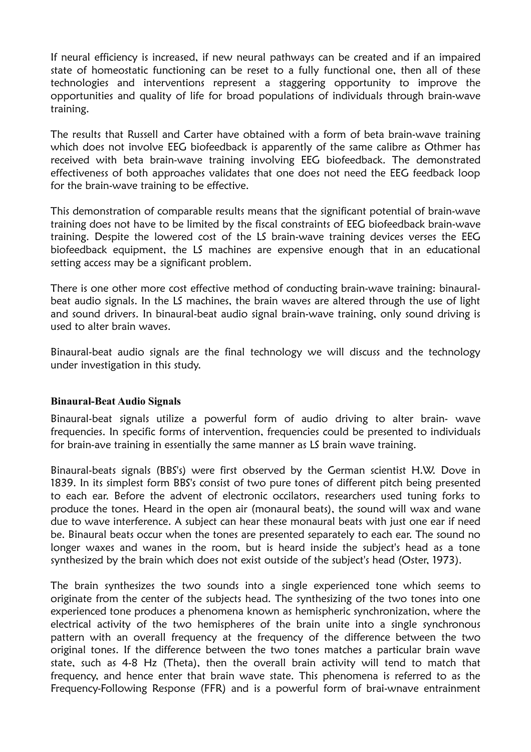If neural efficiency is increased, if new neural pathways can be created and if an impaired state of homeostatic functioning can be reset to a fully functional one, then all of these technologies and interventions represent a staggering opportunity to improve the opportunities and quality of life for broad populations of individuals through brain-wave training.

The results that Russell and Carter have obtained with a form of beta brain-wave training which does not involve EEG biofeedback is apparently of the same calibre as Othmer has received with beta brain-wave training involving EEG biofeedback. The demonstrated effectiveness of both approaches validates that one does not need the EEG feedback loop for the brain-wave training to be effective.

This demonstration of comparable results means that the significant potential of brain-wave training does not have to be limited by the fiscal constraints of EEG biofeedback brain-wave training. Despite the lowered cost of the LS brain-wave training devices verses the EEG biofeedback equipment, the LS machines are expensive enough that in an educational setting access may be a significant problem.

There is one other more cost effective method of conducting brain-wave training: binaural-beat audio signals. In the LS machines, the brain waves are altered through the use of light and sound drivers. In binaural-beat audio signal brain-wave training, only sound driving is used to alter brain waves.

Binaural-beat audio signals are the final technology we will discuss and the technology under investigation in this study.

### Binaural-Beat Audio Signals

Binaural-beat signals utilize a powerful form of audio driving to alter brain- wave frequencies. In specific forms of intervention, frequencies could be presented to individuals for brain-ave training in essentially the same manner as LS brain wave training.

Binaural-beats signals (BBS's) were first observed by the German scientist H.W. Dove in 1839. In its simplest form BBS's consist of two pure tones of different pitch being presented to each ear. Before the advent of electronic occilators, researchers used tuning forks to produce the tones. Heard in the open air (monaural beats), the sound will wax and wane due to wave interference. A subject can hear these monaural beats with just one ear if need be. Binaural beats occur when the tones are presented separately to each ear. The sound no longer waxes and wanes in the room, but is heard inside the subject's head as a tone synthesized by the brain which does not exist outside of the subject's head (Oster, 1973).

The brain synthesizes the two sounds into a single experienced tone which seems to originate from the center of the subjects head. The synthesizing of the two tones into one experienced tone produces a phenomena known as hemispheric synchronization, where the electrical activity of the two hemispheres of the brain unite into a single synchronous pattern with an overall frequency at the frequency of the difference between the two original tones. If the difference between the two tones matches a particular brain wave state, such as 4-8 Hz (Theta), then the overall brain activity will tend to match that frequency, and hence enter that brain wave state. This phenomena is referred to as the Frequency-Following Response (FFR) and is a powerful form of brai-wnave entrainment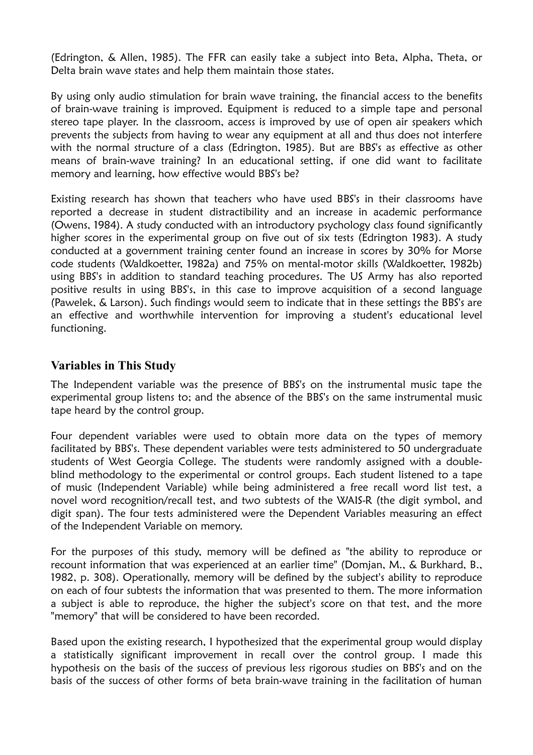(Edrington, & Allen, 1985). The FFR can easily take a subject into Beta, Alpha, Theta, or Delta brain wave states and help them maintain those states.

By using only audio stimulation for brain wave training, the financial access to the benefits of brain-wave training is improved. Equipment is reduced to a simple tape and personal stereo tape player. In the classroom, access is improved by use of open air speakers which prevents the subjects from having to wear any equipment at all and thus does not interfere with the normal structure of a class (Edrington, 1985). But are BBS's as effective as other means of brain-wave training? In an educational setting, if one did want to facilitate memory and learning, how effective would BBS's be?

Existing research has shown that teachers who have used BBS's in their classrooms have reported a decrease in student distractibility and an increase in academic performance (Owens, 1984). A study conducted with an introductory psychology class found significantly higher scores in the experimental group on five out of six tests (Edrington 1983). A study conducted at a government training center found an increase in scores by 30% for Morse code students (Waldkoetter, 1982a) and 75% on mental-motor skills (Waldkoetter, 1982b) using BBS's in addition to standard teaching procedures. The US Army has also reported positive results in using BBS's, in this case to improve acquisition of a second language (Pawelek, & Larson). Such findings would seem to indicate that in these settings the BBS's are an effective and worthwhile intervention for improving a student's educational level functioning.

## Variables in This Study

The Independent variable was the presence of BBS's on the instrumental music tape the experimental group listens to; and the absence of the BBS's on the same instrumental music tape heard by the control group.

Four dependent variables were used to obtain more data on the types of memory facilitated by BBS's. These dependent variables were tests administered to 50 undergraduate students of West Georgia College. The students were randomly assigned with a double-blind methodology to the experimental or control groups. Each student listened to a tape of music (Independent Variable) while being administered a free recall word list test, a novel word recognition/recall test, and two subtests of the WAIS-R (the digit symbol, and digit span). The four tests administered were the Dependent Variables measuring an effect of the Independent Variable on memory.

For the purposes of this study, memory will be defined as "the ability to reproduce or recount information that was experienced at an earlier time" (Domjan, M., & Burkhard, B., 1982, p. 308). Operationally, memory will be defined by the subject's ability to reproduce on each of four subtests the information that was presented to them. The more information a subject is able to reproduce, the higher the subject's score on that test, and the more "memory" that will be considered to have been recorded.

Based upon the existing research, I hypothesized that the experimental group would display a statistically significant improvement in recall over the control group. I made this hypothesis on the basis of the success of previous less rigorous studies on BBS's and on the basis of the success of other forms of beta brain-wave training in the facilitation of human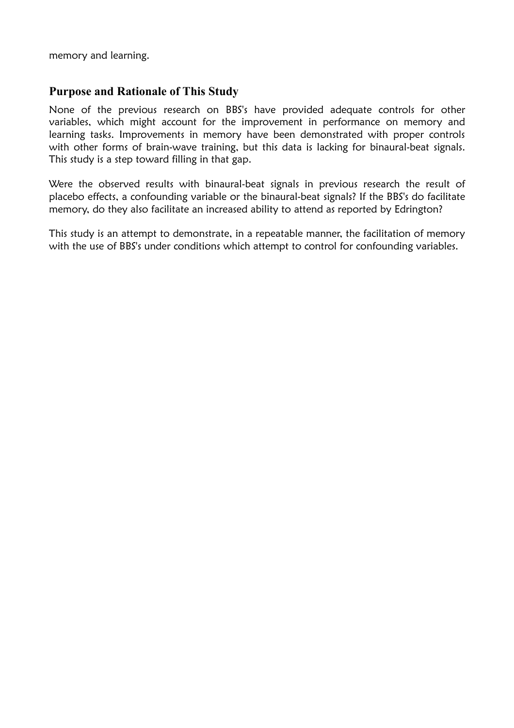memory and learning.

## Purpose and Rationale of This Study

None of the previous research on BBS's have provided adequate controls for other variables, which might account for the improvement in performance on memory and learning tasks. Improvements in memory have been demonstrated with proper controls with other forms of brain-wave training, but this data is lacking for binaural-beat signals. This study is a step toward filling in that gap.

Were the observed results with binaural-beat signals in previous research the result of placebo effects, a confounding variable or the binaural-beat signals? If the BBS's do facilitate memory, do they also facilitate an increased ability to attend as reported by Edrington?

This study is an attempt to demonstrate, in a repeatable manner, the facilitation of memory with the use of BBS's under conditions which attempt to control for confounding variables.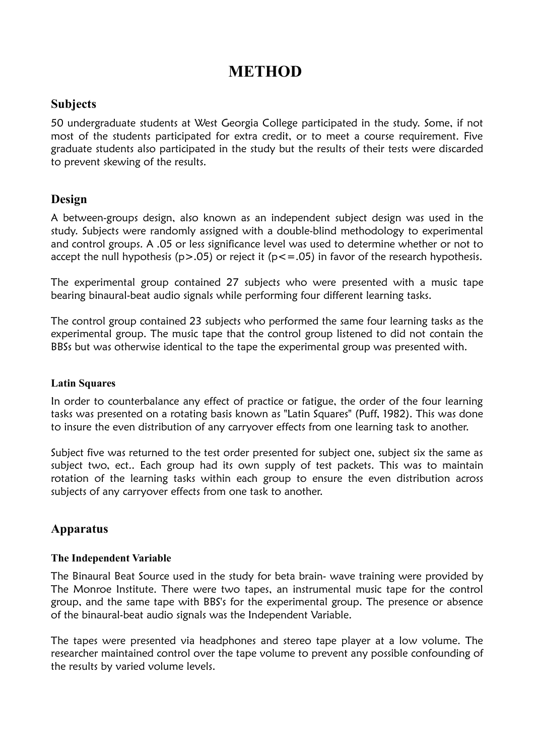# METHOD

## Subjects

50 undergraduate students at West Georgia College participated in the study. Some, if not most of the students participated for extra credit, or to meet a course requirement. Five graduate students also participated in the study but the results of their tests were discarded to prevent skewing of the results.

## Design

A between-groups design, also known as an independent subject design was used in the study. Subjects were randomly assigned with a double-blind methodology to experimental and control groups. A .05 or less significance level was used to determine whether or not to accept the null hypothesis ($p>.05$) or reject it ($p<=.05$) in favor of the research hypothesis.

The experimental group contained 27 subjects who were presented with a music tape bearing binaural-beat audio signals while performing four different learning tasks.

The control group contained 23 subjects who performed the same four learning tasks as the experimental group. The music tape that the control group listened to did not contain the BBSs but was otherwise identical to the tape the experimental group was presented with.

### Latin Squares

In order to counterbalance any effect of practice or fatigue, the order of the four learning tasks was presented on a rotating basis known as "Latin Squares" (Puff, 1982). This was done to insure the even distribution of any carryover effects from one learning task to another.

Subject five was returned to the test order presented for subject one, subject six the same as subject two, ect.. Each group had its own supply of test packets. This was to maintain rotation of the learning tasks within each group to ensure the even distribution across subjects of any carryover effects from one task to another.

## Apparatus

### The Independent Variable

The Binaural Beat Source used in the study for beta brain- wave training were provided by The Monroe Institute. There were two tapes, an instrumental music tape for the control group, and the same tape with BBS's for the experimental group. The presence or absence of the binaural-beat audio signals was the Independent Variable.

The tapes were presented via headphones and stereo tape player at a low volume. The researcher maintained control over the tape volume to prevent any possible confounding of the results by varied volume levels.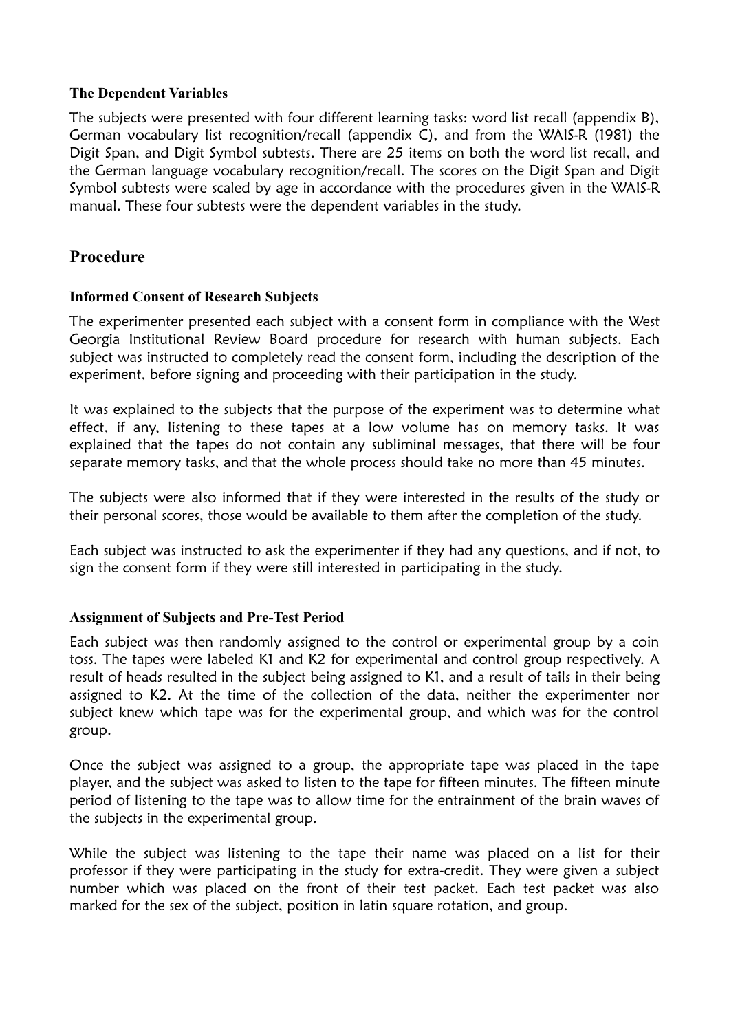### The Dependent Variables

The subjects were presented with four different learning tasks: word list recall (appendix B), German vocabulary list recognition/recall (appendix C), and from the WAIS-R (1981) the Digit Span, and Digit Symbol subtests. There are 25 items on both the word list recall, and the German language vocabulary recognition/recall. The scores on the Digit Span and Digit Symbol subtests were scaled by age in accordance with the procedures given in the WAIS-R manual. These four subtests were the dependent variables in the study.

## Procedure

### Informed Consent of Research Subjects

The experimenter presented each subject with a consent form in compliance with the West Georgia Institutional Review Board procedure for research with human subjects. Each subject was instructed to completely read the consent form, including the description of the experiment, before signing and proceeding with their participation in the study.

It was explained to the subjects that the purpose of the experiment was to determine what effect, if any, listening to these tapes at a low volume has on memory tasks. It was explained that the tapes do not contain any subliminal messages, that there will be four separate memory tasks, and that the whole process should take no more than 45 minutes.

The subjects were also informed that if they were interested in the results of the study or their personal scores, those would be available to them after the completion of the study.

Each subject was instructed to ask the experimenter if they had any questions, and if not, to sign the consent form if they were still interested in participating in the study.

### Assignment of Subjects and Pre-Test Period

Each subject was then randomly assigned to the control or experimental group by a coin toss. The tapes were labeled K1 and K2 for experimental and control group respectively. A result of heads resulted in the subject being assigned to K1, and a result of tails in their being assigned to K2. At the time of the collection of the data, neither the experimenter nor subject knew which tape was for the experimental group, and which was for the control group.

Once the subject was assigned to a group, the appropriate tape was placed in the tape player, and the subject was asked to listen to the tape for fifteen minutes. The fifteen minute period of listening to the tape was to allow time for the entrainment of the brain waves of the subjects in the experimental group.

While the subject was listening to the tape their name was placed on a list for their professor if they were participating in the study for extra-credit. They were given a subject number which was placed on the front of their test packet. Each test packet was also marked for the sex of the subject, position in latin square rotation, and group.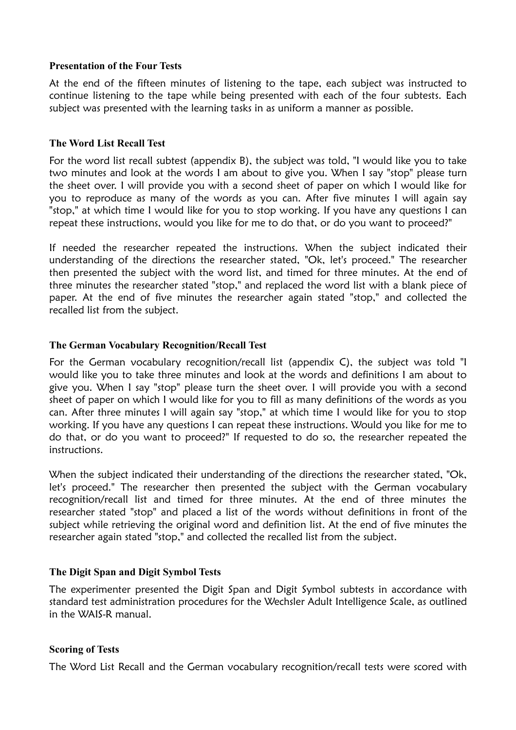### Presentation of the Four Tests

At the end of the fifteen minutes of listening to the tape, each subject was instructed to continue listening to the tape while being presented with each of the four subtests. Each subject was presented with the learning tasks in as uniform a manner as possible.

### The Word List Recall Test

For the word list recall subtest (appendix B), the subject was told, "I would like you to take two minutes and look at the words I am about to give you. When I say "stop" please turn the sheet over. I will provide you with a second sheet of paper on which I would like for you to reproduce as many of the words as you can. After five minutes I will again say "stop," at which time I would like for you to stop working. If you have any questions I can repeat these instructions, would you like for me to do that, or do you want to proceed?"

If needed the researcher repeated the instructions. When the subject indicated their understanding of the directions the researcher stated, "Ok, let's proceed." The researcher then presented the subject with the word list, and timed for three minutes. At the end of three minutes the researcher stated "stop," and replaced the word list with a blank piece of paper. At the end of five minutes the researcher again stated "stop," and collected the recalled list from the subject.

### The German Vocabulary Recognition/Recall Test

For the German vocabulary recognition/recall list (appendix C), the subject was told "I would like you to take three minutes and look at the words and definitions I am about to give you. When I say "stop" please turn the sheet over. I will provide you with a second sheet of paper on which I would like for you to fill as many definitions of the words as you can. After three minutes I will again say "stop," at which time I would like for you to stop working. If you have any questions I can repeat these instructions. Would you like for me to do that, or do you want to proceed?" If requested to do so, the researcher repeated the instructions.

When the subject indicated their understanding of the directions the researcher stated, "Ok, let's proceed." The researcher then presented the subject with the German vocabulary recognition/recall list and timed for three minutes. At the end of three minutes the researcher stated "stop" and placed a list of the words without definitions in front of the subject while retrieving the original word and definition list. At the end of five minutes the researcher again stated "stop," and collected the recalled list from the subject.

### The Digit Span and Digit Symbol Tests

The experimenter presented the Digit Span and Digit Symbol subtests in accordance with standard test administration procedures for the Wechsler Adult Intelligence Scale, as outlined in the WAIS-R manual.

### Scoring of Tests

The Word List Recall and the German vocabulary recognition/recall tests were scored with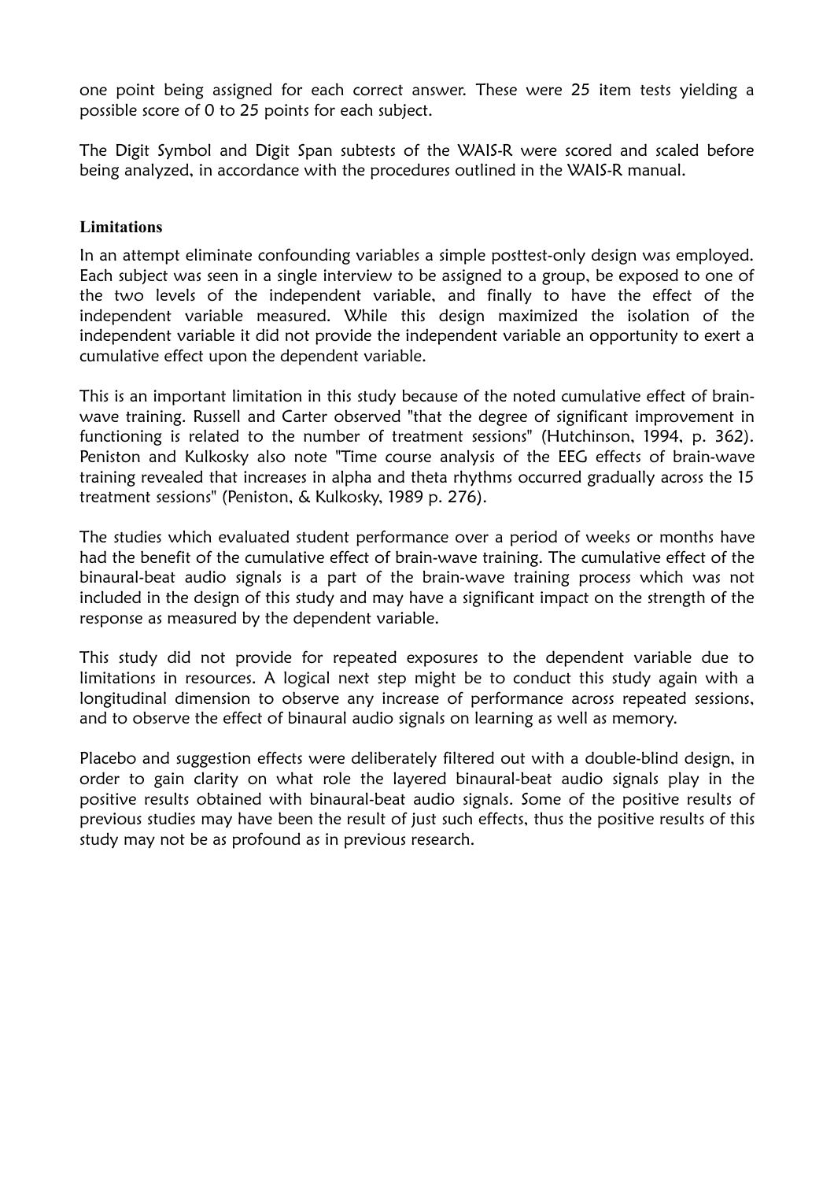one point being assigned for each correct answer. These were 25 item tests yielding a possible score of 0 to 25 points for each subject.

The Digit Symbol and Digit Span subtests of the WAIS-R were scored and scaled before being analyzed, in accordance with the procedures outlined in the WAIS-R manual.

### Limitations

In an attempt eliminate confounding variables a simple posttest-only design was employed. Each subject was seen in a single interview to be assigned to a group, be exposed to one of the two levels of the independent variable, and finally to have the effect of the independent variable measured. While this design maximized the isolation of the independent variable it did not provide the independent variable an opportunity to exert a cumulative effect upon the dependent variable.

This is an important limitation in this study because of the noted cumulative effect of brain-wave training. Russell and Carter observed "that the degree of significant improvement in functioning is related to the number of treatment sessions" (Hutchinson, 1994, p. 362). Peniston and Kulkosky also note "Time course analysis of the EEG effects of brain-wave training revealed that increases in alpha and theta rhythms occurred gradually across the 15 treatment sessions" (Peniston, & Kulkosky, 1989 p. 276).

The studies which evaluated student performance over a period of weeks or months have had the benefit of the cumulative effect of brain-wave training. The cumulative effect of the binaural-beat audio signals is a part of the brain-wave training process which was not included in the design of this study and may have a significant impact on the strength of the response as measured by the dependent variable.

This study did not provide for repeated exposures to the dependent variable due to limitations in resources. A logical next step might be to conduct this study again with a longitudinal dimension to observe any increase of performance across repeated sessions, and to observe the effect of binaural audio signals on learning as well as memory.

Placebo and suggestion effects were deliberately filtered out with a double-blind design, in order to gain clarity on what role the layered binaural-beat audio signals play in the positive results obtained with binaural-beat audio signals. Some of the positive results of previous studies may have been the result of just such effects, thus the positive results of this study may not be as profound as in previous research.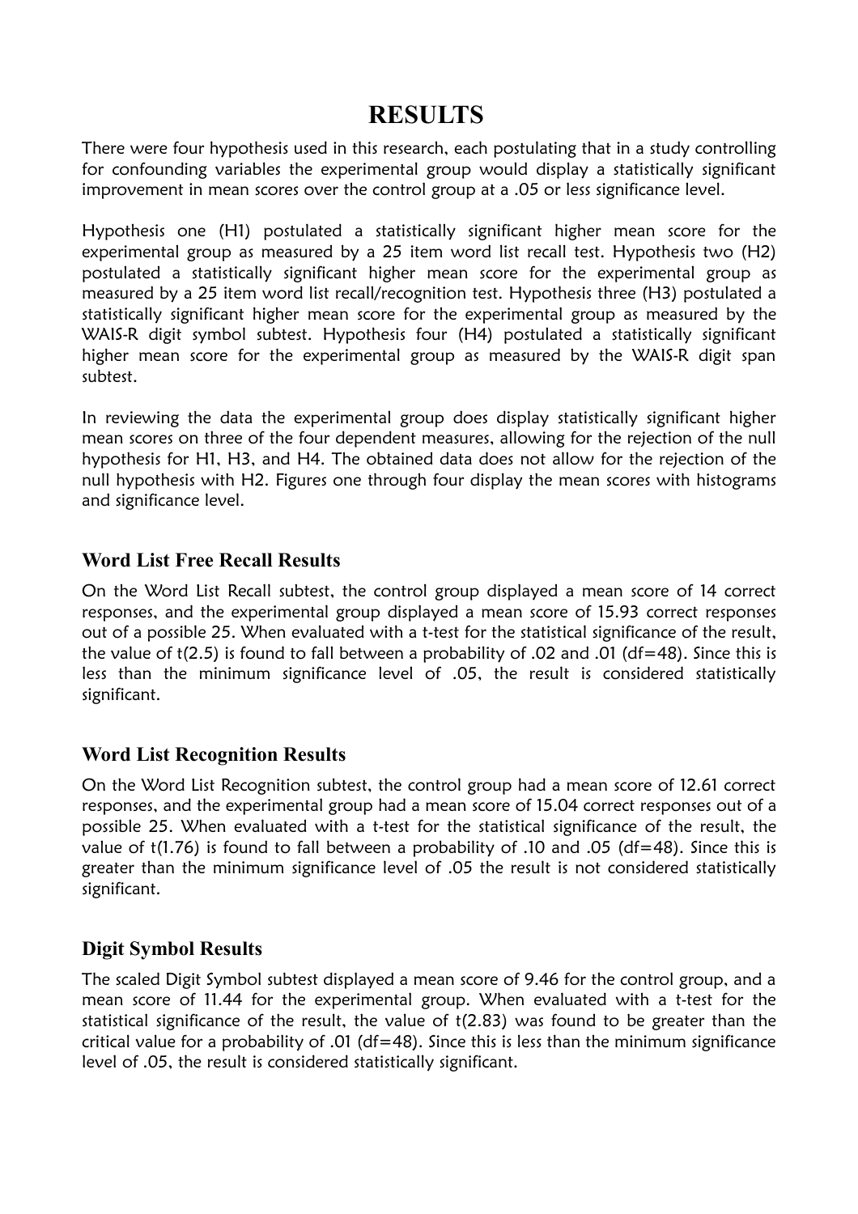# RESULTS

There were four hypothesis used in this research, each postulating that in a study controlling for confounding variables the experimental group would display a statistically significant improvement in mean scores over the control group at a .05 or less significance level.

Hypothesis one (H1) postulated a statistically significant higher mean score for the experimental group as measured by a 25 item word list recall test. Hypothesis two (H2) postulated a statistically significant higher mean score for the experimental group as measured by a 25 item word list recall/recognition test. Hypothesis three (H3) postulated a statistically significant higher mean score for the experimental group as measured by the WAIS-R digit symbol subtest. Hypothesis four (H4) postulated a statistically significant higher mean score for the experimental group as measured by the WAIS-R digit span subtest.

In reviewing the data the experimental group does display statistically significant higher mean scores on three of the four dependent measures, allowing for the rejection of the null hypothesis for H1, H3, and H4. The obtained data does not allow for the rejection of the null hypothesis with H2. Figures one through four display the mean scores with histograms and significance level.

## Word List Free Recall Results

On the Word List Recall subtest, the control group displayed a mean score of 14 correct responses, and the experimental group displayed a mean score of 15.93 correct responses out of a possible 25. When evaluated with a t-test for the statistical significance of the result, the value of t(2.5) is found to fall between a probability of .02 and .01 (df=48). Since this is less than the minimum significance level of .05, the result is considered statistically significant.

## Word List Recognition Results

On the Word List Recognition subtest, the control group had a mean score of 12.61 correct responses, and the experimental group had a mean score of 15.04 correct responses out of a possible 25. When evaluated with a t-test for the statistical significance of the result, the value of t(1.76) is found to fall between a probability of .10 and .05 (df=48). Since this is greater than the minimum significance level of .05 the result is not considered statistically significant.

## Digit Symbol Results

The scaled Digit Symbol subtest displayed a mean score of 9.46 for the control group, and a mean score of 11.44 for the experimental group. When evaluated with a t-test for the statistical significance of the result, the value of t(2.83) was found to be greater than the critical value for a probability of .01 (df=48). Since this is less than the minimum significance level of .05, the result is considered statistically significant.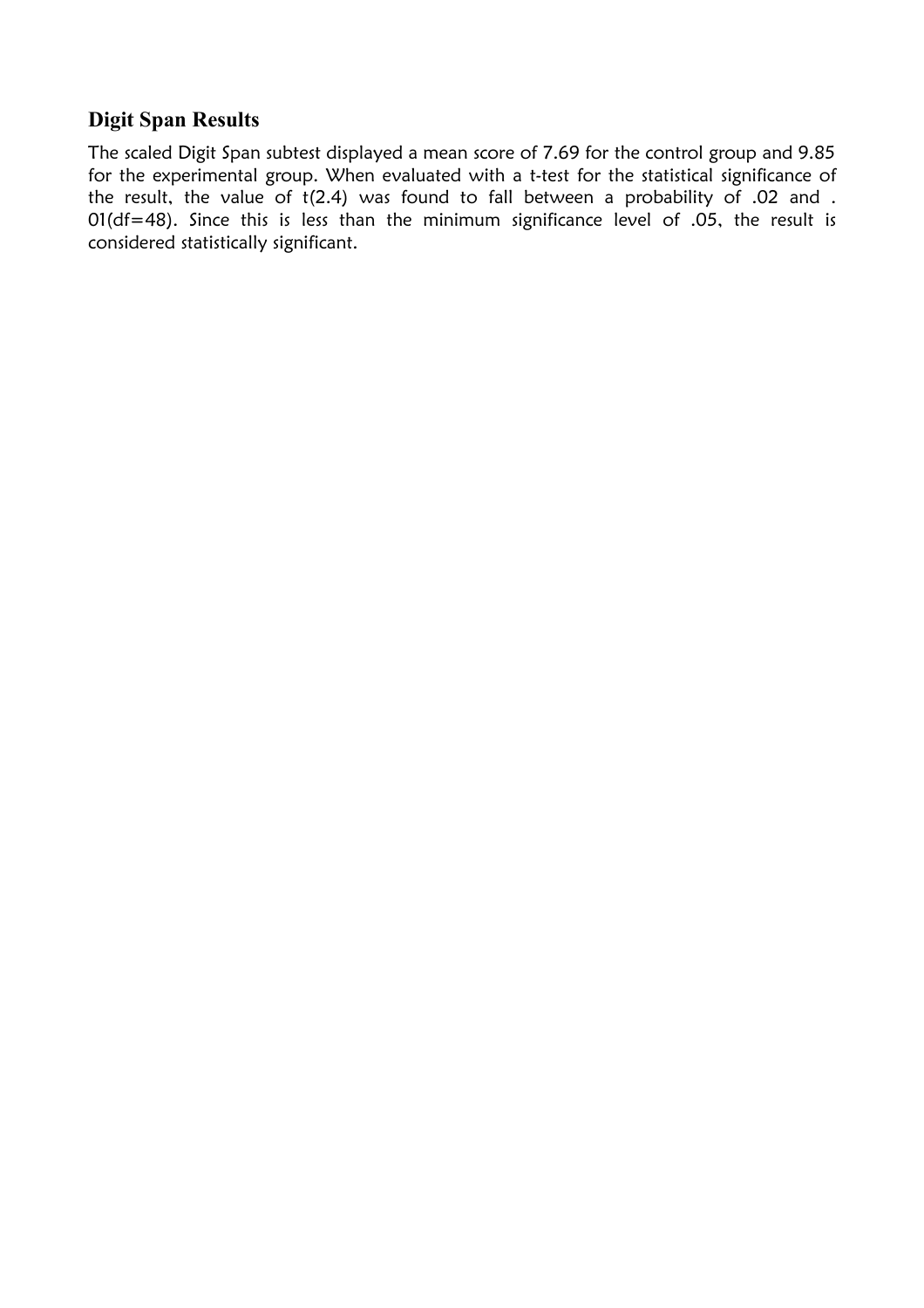## Digit Span Results

The scaled Digit Span subtest displayed a mean score of 7.69 for the control group and 9.85 for the experimental group. When evaluated with a t-test for the statistical significance of the result, the value of t(2.4) was found to fall between a probability of .02 and . 01(df=48). Since this is less than the minimum significance level of .05, the result is considered statistically significant.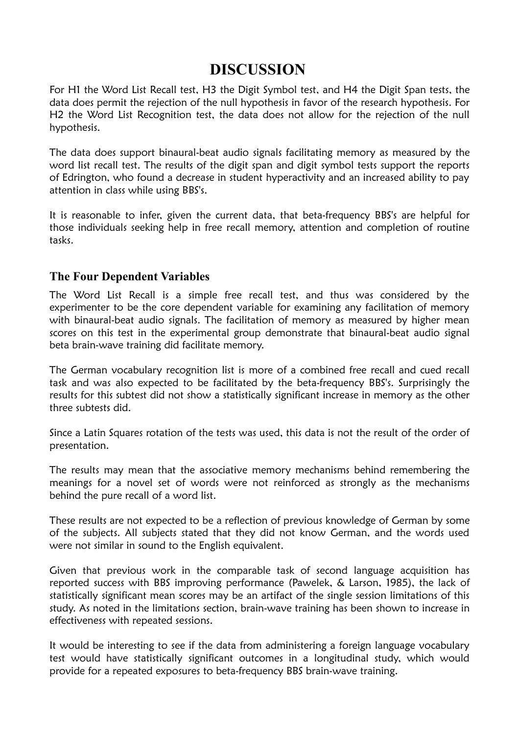# DISCUSSION

For H1 the Word List Recall test, H3 the Digit Symbol test, and H4 the Digit Span tests, the data does permit the rejection of the null hypothesis in favor of the research hypothesis. For H2 the Word List Recognition test, the data does not allow for the rejection of the null hypothesis.

The data does support binaural-beat audio signals facilitating memory as measured by the word list recall test. The results of the digit span and digit symbol tests support the reports of Edrington, who found a decrease in student hyperactivity and an increased ability to pay attention in class while using BBS's.

It is reasonable to infer, given the current data, that beta-frequency BBS's are helpful for those individuals seeking help in free recall memory, attention and completion of routine tasks.

## The Four Dependent Variables

The Word List Recall is a simple free recall test, and thus was considered by the experimenter to be the core dependent variable for examining any facilitation of memory with binaural-beat audio signals. The facilitation of memory as measured by higher mean scores on this test in the experimental group demonstrate that binaural-beat audio signal beta brain-wave training did facilitate memory.

The German vocabulary recognition list is more of a combined free recall and cued recall task and was also expected to be facilitated by the beta-frequency BBS's. Surprisingly the results for this subtest did not show a statistically significant increase in memory as the other three subtests did.

Since a Latin Squares rotation of the tests was used, this data is not the result of the order of presentation.

The results may mean that the associative memory mechanisms behind remembering the meanings for a novel set of words were not reinforced as strongly as the mechanisms behind the pure recall of a word list.

These results are not expected to be a reflection of previous knowledge of German by some of the subjects. All subjects stated that they did not know German, and the words used were not similar in sound to the English equivalent.

Given that previous work in the comparable task of second language acquisition has reported success with BBS improving performance (Pawelek, & Larson, 1985), the lack of statistically significant mean scores may be an artifact of the single session limitations of this study. As noted in the limitations section, brain-wave training has been shown to increase in effectiveness with repeated sessions.

It would be interesting to see if the data from administering a foreign language vocabulary test would have statistically significant outcomes in a longitudinal study, which would provide for a repeated exposures to beta-frequency BBS brain-wave training.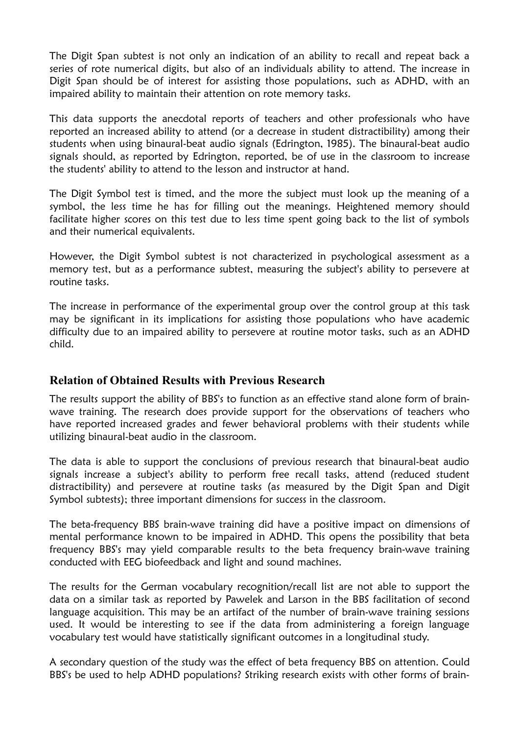The Digit Span subtest is not only an indication of an ability to recall and repeat back a series of rote numerical digits, but also of an individuals ability to attend. The increase in Digit Span should be of interest for assisting those populations, such as ADHD, with an impaired ability to maintain their attention on rote memory tasks.

This data supports the anecdotal reports of teachers and other professionals who have reported an increased ability to attend (or a decrease in student distractibility) among their students when using binaural-beat audio signals (Edrington, 1985). The binaural-beat audio signals should, as reported by Edrington, reported, be of use in the classroom to increase the students' ability to attend to the lesson and instructor at hand.

The Digit Symbol test is timed, and the more the subject must look up the meaning of a symbol, the less time he has for filling out the meanings. Heightened memory should facilitate higher scores on this test due to less time spent going back to the list of symbols and their numerical equivalents.

However, the Digit Symbol subtest is not characterized in psychological assessment as a memory test, but as a performance subtest, measuring the subject's ability to persevere at routine tasks.

The increase in performance of the experimental group over the control group at this task may be significant in its implications for assisting those populations who have academic difficulty due to an impaired ability to persevere at routine motor tasks, such as an ADHD child.

## Relation of Obtained Results with Previous Research

The results support the ability of BBS's to function as an effective stand alone form of brain-wave training. The research does provide support for the observations of teachers who have reported increased grades and fewer behavioral problems with their students while utilizing binaural-beat audio in the classroom.

The data is able to support the conclusions of previous research that binaural-beat audio signals increase a subject's ability to perform free recall tasks, attend (reduced student distractibility) and persevere at routine tasks (as measured by the Digit Span and Digit Symbol subtests); three important dimensions for success in the classroom.

The beta-frequency BBS brain-wave training did have a positive impact on dimensions of mental performance known to be impaired in ADHD. This opens the possibility that beta frequency BBS's may yield comparable results to the beta frequency brain-wave training conducted with EEG biofeedback and light and sound machines.

The results for the German vocabulary recognition/recall list are not able to support the data on a similar task as reported by Pawelek and Larson in the BBS facilitation of second language acquisition. This may be an artifact of the number of brain-wave training sessions used. It would be interesting to see if the data from administering a foreign language vocabulary test would have statistically significant outcomes in a longitudinal study.

A secondary question of the study was the effect of beta frequency BBS on attention. Could BBS's be used to help ADHD populations? Striking research exists with other forms of brain-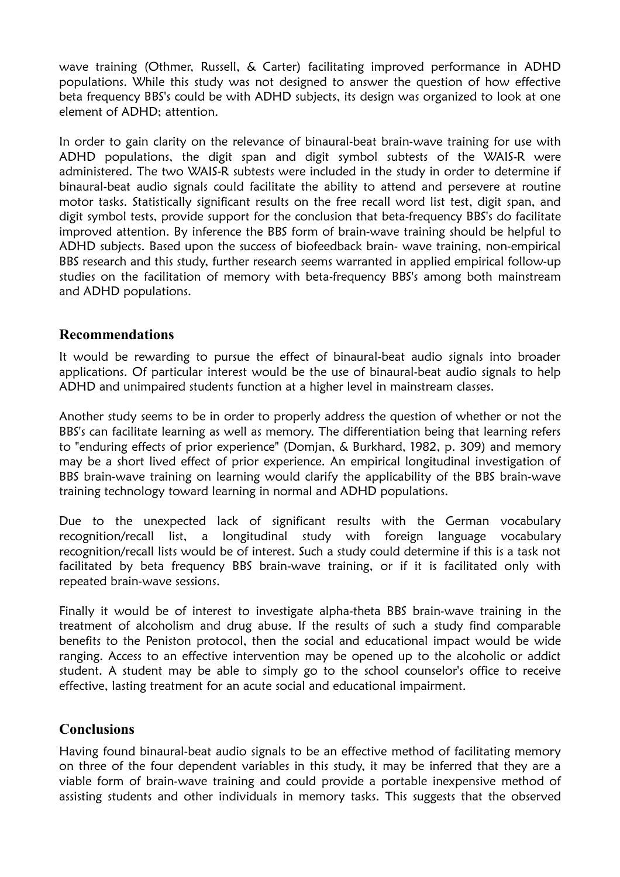wave training (Othmer, Russell, & Carter) facilitating improved performance in ADHD populations. While this study was not designed to answer the question of how effective beta frequency BBS's could be with ADHD subjects, its design was organized to look at one element of ADHD; attention.

In order to gain clarity on the relevance of binaural-beat brain-wave training for use with ADHD populations, the digit span and digit symbol subtests of the WAIS-R were administered. The two WAIS-R subtests were included in the study in order to determine if binaural-beat audio signals could facilitate the ability to attend and persevere at routine motor tasks. Statistically significant results on the free recall word list test, digit span, and digit symbol tests, provide support for the conclusion that beta-frequency BBS's do facilitate improved attention. By inference the BBS form of brain-wave training should be helpful to ADHD subjects. Based upon the success of biofeedback brain- wave training, non-empirical BBS research and this study, further research seems warranted in applied empirical follow-up studies on the facilitation of memory with beta-frequency BBS's among both mainstream and ADHD populations.

## Recommendations

It would be rewarding to pursue the effect of binaural-beat audio signals into broader applications. Of particular interest would be the use of binaural-beat audio signals to help ADHD and unimpaired students function at a higher level in mainstream classes.

Another study seems to be in order to properly address the question of whether or not the BBS's can facilitate learning as well as memory. The differentiation being that learning refers to "enduring effects of prior experience" (Domjan, & Burkhard, 1982, p. 309) and memory may be a short lived effect of prior experience. An empirical longitudinal investigation of BBS brain-wave training on learning would clarify the applicability of the BBS brain-wave training technology toward learning in normal and ADHD populations.

Due to the unexpected lack of significant results with the German vocabulary recognition/recall list, a longitudinal study with foreign language vocabulary recognition/recall lists would be of interest. Such a study could determine if this is a task not facilitated by beta frequency BBS brain-wave training, or if it is facilitated only with repeated brain-wave sessions.

Finally it would be of interest to investigate alpha-theta BBS brain-wave training in the treatment of alcoholism and drug abuse. If the results of such a study find comparable benefits to the Peniston protocol, then the social and educational impact would be wide ranging. Access to an effective intervention may be opened up to the alcoholic or addict student. A student may be able to simply go to the school counselor's office to receive effective, lasting treatment for an acute social and educational impairment.

## Conclusions

Having found binaural-beat audio signals to be an effective method of facilitating memory on three of the four dependent variables in this study, it may be inferred that they are a viable form of brain-wave training and could provide a portable inexpensive method of assisting students and other individuals in memory tasks. This suggests that the observed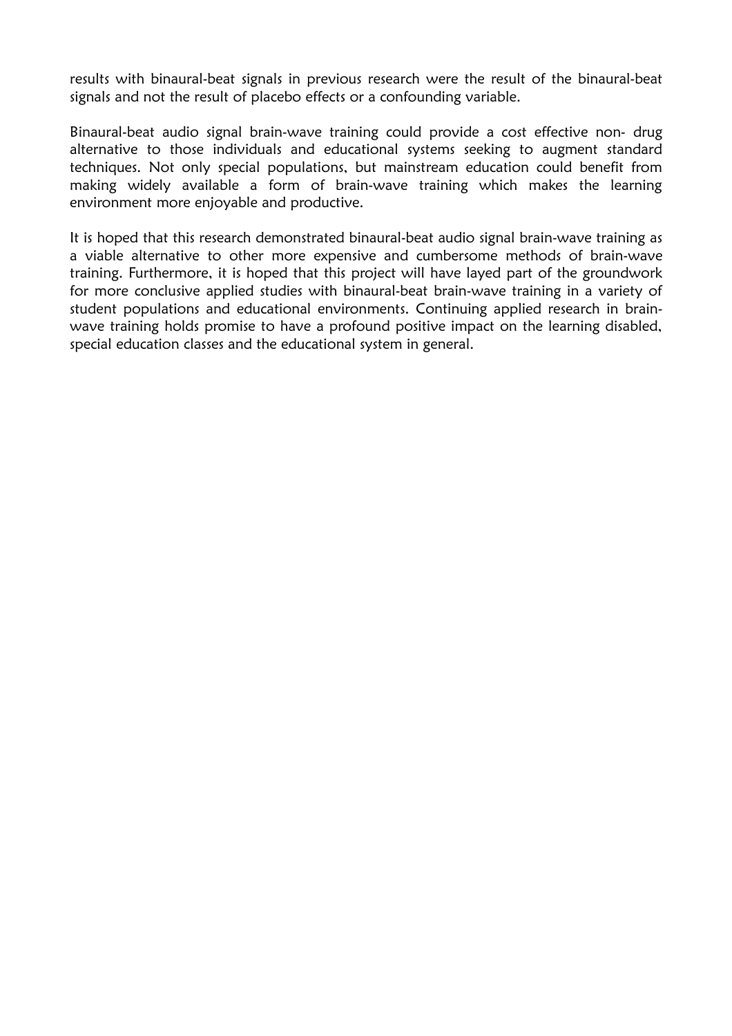results with binaural-beat signals in previous research were the result of the binaural-beat signals and not the result of placebo effects or a confounding variable.

Binaural-beat audio signal brain-wave training could provide a cost effective non- drug alternative to those individuals and educational systems seeking to augment standard techniques. Not only special populations, but mainstream education could benefit from making widely available a form of brain-wave training which makes the learning environment more enjoyable and productive.

It is hoped that this research demonstrated binaural-beat audio signal brain-wave training as a viable alternative to other more expensive and cumbersome methods of brain-wave training. Furthermore, it is hoped that this project will have layed part of the groundwork for more conclusive applied studies with binaural-beat brain-wave training in a variety of student populations and educational environments. Continuing applied research in brain-wave training holds promise to have a profound positive impact on the learning disabled, special education classes and the educational system in general.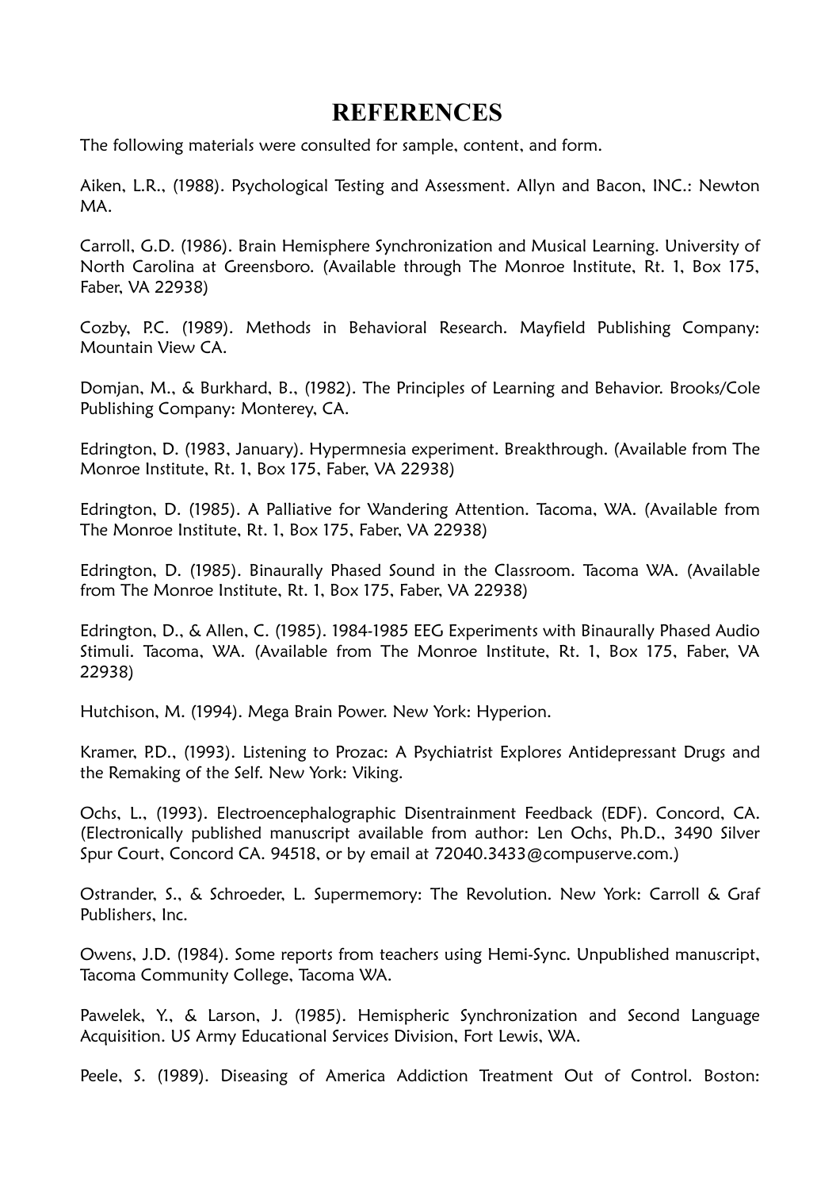# REFERENCES

The following materials were consulted for sample, content, and form.

Aiken, L.R., (1988). Psychological Testing and Assessment. Allyn and Bacon, INC.: Newton MA.

Carroll, G.D. (1986). Brain Hemisphere Synchronization and Musical Learning. University of North Carolina at Greensboro. (Available through The Monroe Institute, Rt. 1, Box 175, Faber, VA 22938)

Cozby, P.C. (1989). Methods in Behavioral Research. Mayfield Publishing Company: Mountain View CA.

Domjan, M., & Burkhard, B., (1982). The Principles of Learning and Behavior. Brooks/Cole Publishing Company: Monterey, CA.

Edrington, D. (1983, January). Hypermnesia experiment. Breakthrough. (Available from The Monroe Institute, Rt. 1, Box 175, Faber, VA 22938)

Edrington, D. (1985). A Palliative for Wandering Attention. Tacoma, WA. (Available from The Monroe Institute, Rt. 1, Box 175, Faber, VA 22938)

Edrington, D. (1985). Binaurally Phased Sound in the Classroom. Tacoma WA. (Available from The Monroe Institute, Rt. 1, Box 175, Faber, VA 22938)

Edrington, D., & Allen, C. (1985). 1984-1985 EEG Experiments with Binaurally Phased Audio Stimuli. Tacoma, WA. (Available from The Monroe Institute, Rt. 1, Box 175, Faber, VA 22938)

Hutchison, M. (1994). Mega Brain Power. New York: Hyperion.

Kramer, P.D., (1993). Listening to Prozac: A Psychiatrist Explores Antidepressant Drugs and the Remaking of the Self. New York: Viking.

Ochs, L., (1993). Electroencephalographic Disentrainment Feedback (EDF). Concord, CA. (Electronically published manuscript available from author: Len Ochs, Ph.D., 3490 Silver Spur Court, Concord CA. 94518, or by email at 72040.3433@compuserve.com.)

Ostrander, S., & Schroeder, L. Supermemory: The Revolution. New York: Carroll & Graf Publishers, Inc.

Owens, J.D. (1984). Some reports from teachers using Hemi-Sync. Unpublished manuscript, Tacoma Community College, Tacoma WA.

Pawelek, Y., & Larson, J. (1985). Hemispheric Synchronization and Second Language Acquisition. US Army Educational Services Division, Fort Lewis, WA.

Peele, S. (1989). Diseasing of America Addiction Treatment Out of Control. Boston: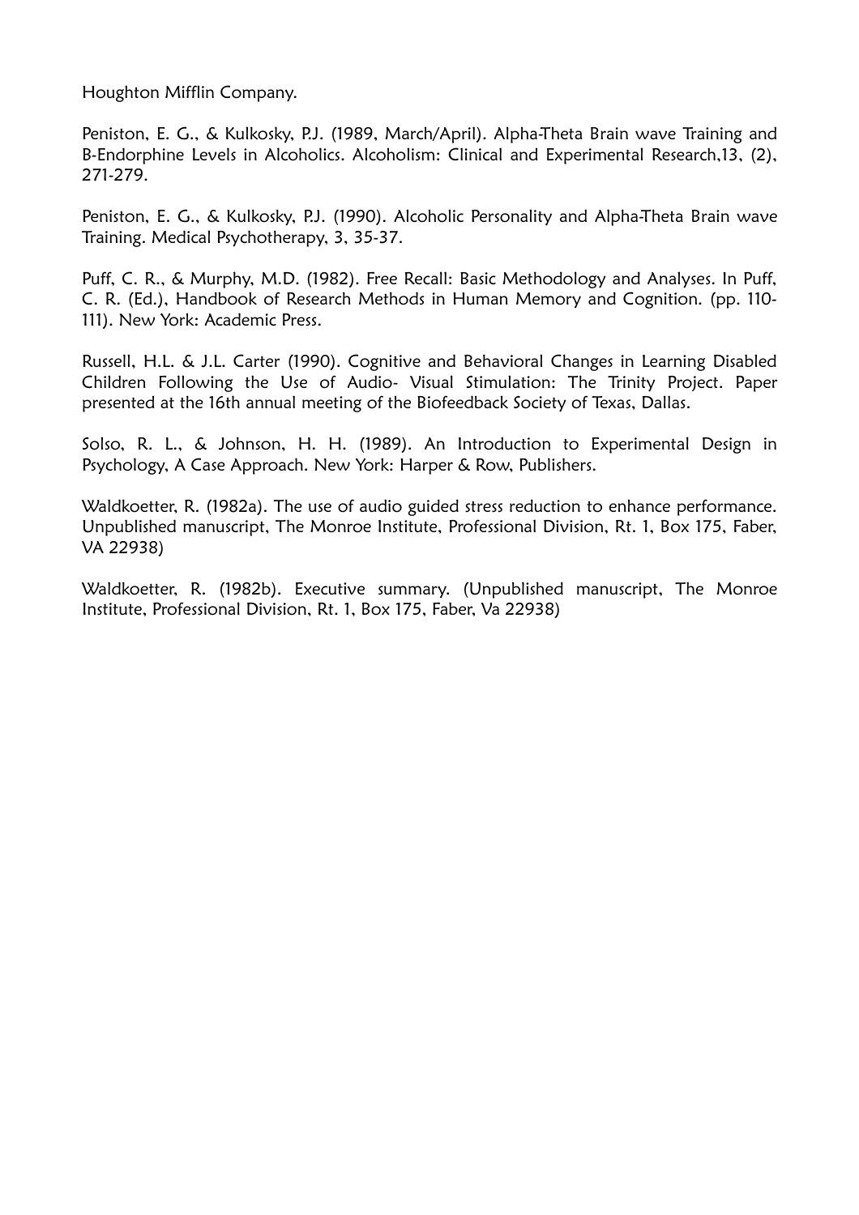Houghton Mifflin Company.

Peniston, E. G., & Kulkosky, P.J. (1989, March/April). Alpha-Theta Brain wave Training and B-Endorphine Levels in Alcoholics. Alcoholism: Clinical and Experimental Research,13, (2), 271-279.

Peniston, E. G., & Kulkosky, P.J. (1990). Alcoholic Personality and Alpha-Theta Brain wave Training. Medical Psychotherapy, 3, 35-37.

Puff, C. R., & Murphy, M.D. (1982). Free Recall: Basic Methodology and Analyses. In Puff, C. R. (Ed.), Handbook of Research Methods in Human Memory and Cognition. (pp. 110-111). New York: Academic Press.

Russell, H.L. & J.L. Carter (1990). Cognitive and Behavioral Changes in Learning Disabled Children Following the Use of Audio- Visual Stimulation: The Trinity Project. Paper presented at the 16th annual meeting of the Biofeedback Society of Texas, Dallas.

Solso, R. L., & Johnson, H. H. (1989). An Introduction to Experimental Design in Psychology, A Case Approach. New York: Harper & Row, Publishers.

Waldkoetter, R. (1982a). The use of audio guided stress reduction to enhance performance. Unpublished manuscript, The Monroe Institute, Professional Division, Rt. 1, Box 175, Faber, VA 22938)

Waldkoetter, R. (1982b). Executive summary. (Unpublished manuscript, The Monroe Institute, Professional Division, Rt. 1, Box 175, Faber, Va 22938)